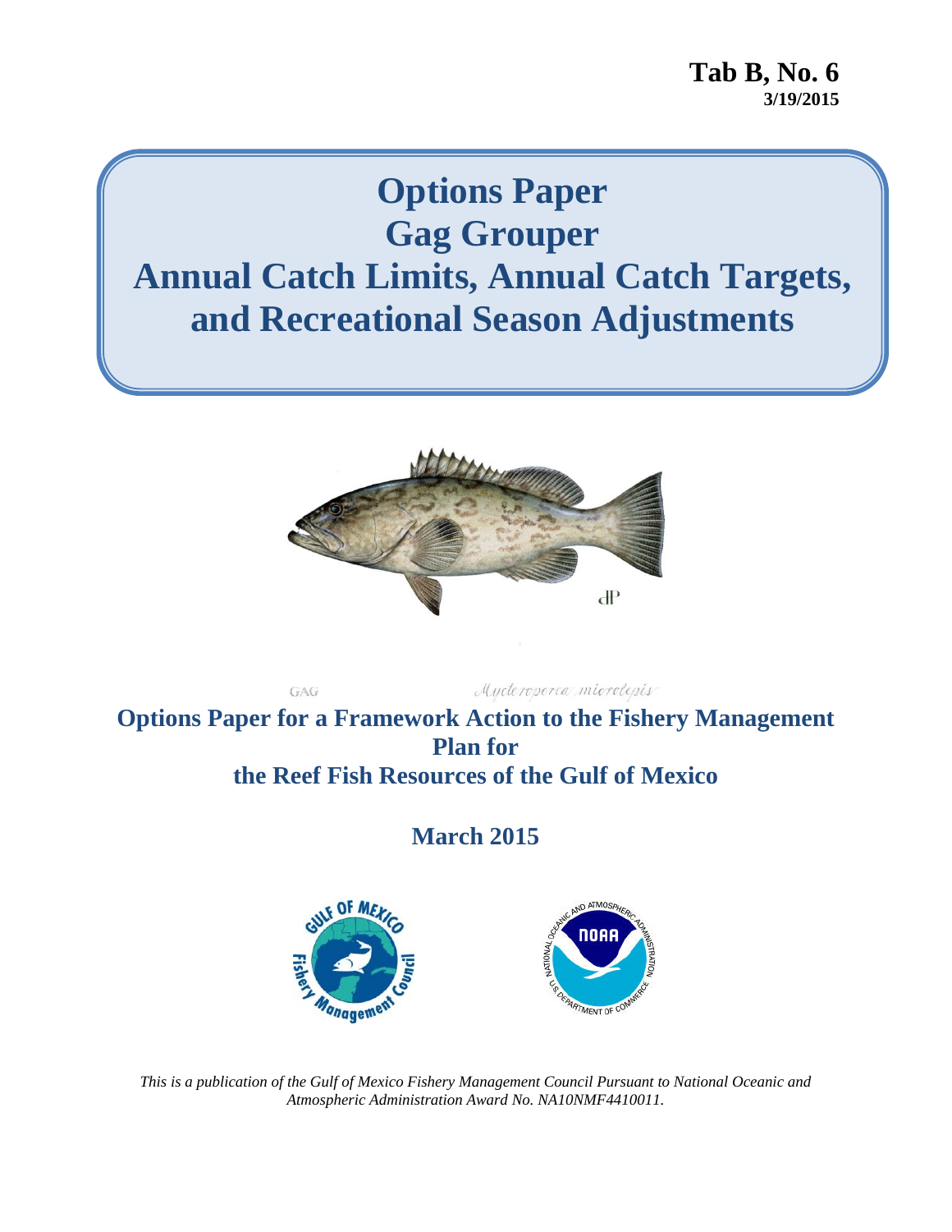**Tab B, No. 6**
**3/19/2015**

# Options Paper
# Gag Grouper
# Annual Catch Limits, Annual Catch Targets, and Recreational Season Adjustments

GAG *Mycteroperca microlepis*

## Options Paper for a Framework Action to the Fishery Management Plan for the Reef Fish Resources of the Gulf of Mexico

## March 2015

*This is a publication of the Gulf of Mexico Fishery Management Council Pursuant to National Oceanic and Atmospheric Administration Award No. NA10NMF4410011.*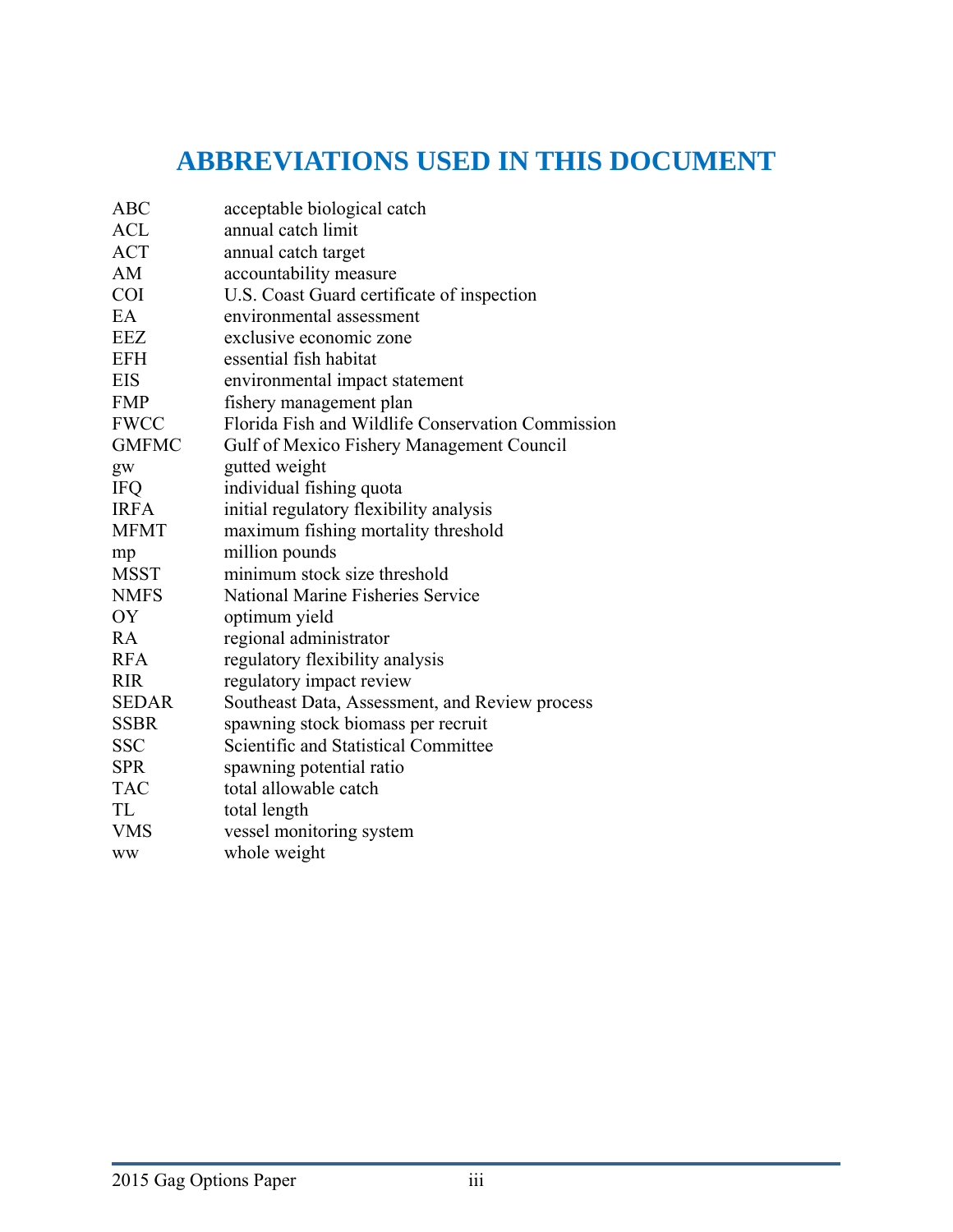# ABBREVIATIONS USED IN THIS DOCUMENT

| | |
|---|---|
| ABC | acceptable biological catch |
| ACL | annual catch limit |
| ACT | annual catch target |
| AM | accountability measure |
| COI | U.S. Coast Guard certificate of inspection |
| EA | environmental assessment |
| EEZ | exclusive economic zone |
| EFH | essential fish habitat |
| EIS | environmental impact statement |
| FMP | fishery management plan |
| FWCC | Florida Fish and Wildlife Conservation Commission |
| GMFMC | Gulf of Mexico Fishery Management Council |
| gw | gutted weight |
| IFQ | individual fishing quota |
| IRFA | initial regulatory flexibility analysis |
| MFMT | maximum fishing mortality threshold |
| mp | million pounds |
| MSST | minimum stock size threshold |
| NMFS | National Marine Fisheries Service |
| OY | optimum yield |
| RA | regional administrator |
| RFA | regulatory flexibility analysis |
| RIR | regulatory impact review |
| SEDAR | Southeast Data, Assessment, and Review process |
| SSBR | spawning stock biomass per recruit |
| SSC | Scientific and Statistical Committee |
| SPR | spawning potential ratio |
| TAC | total allowable catch |
| TL | total length |
| VMS | vessel monitoring system |
| ww | whole weight |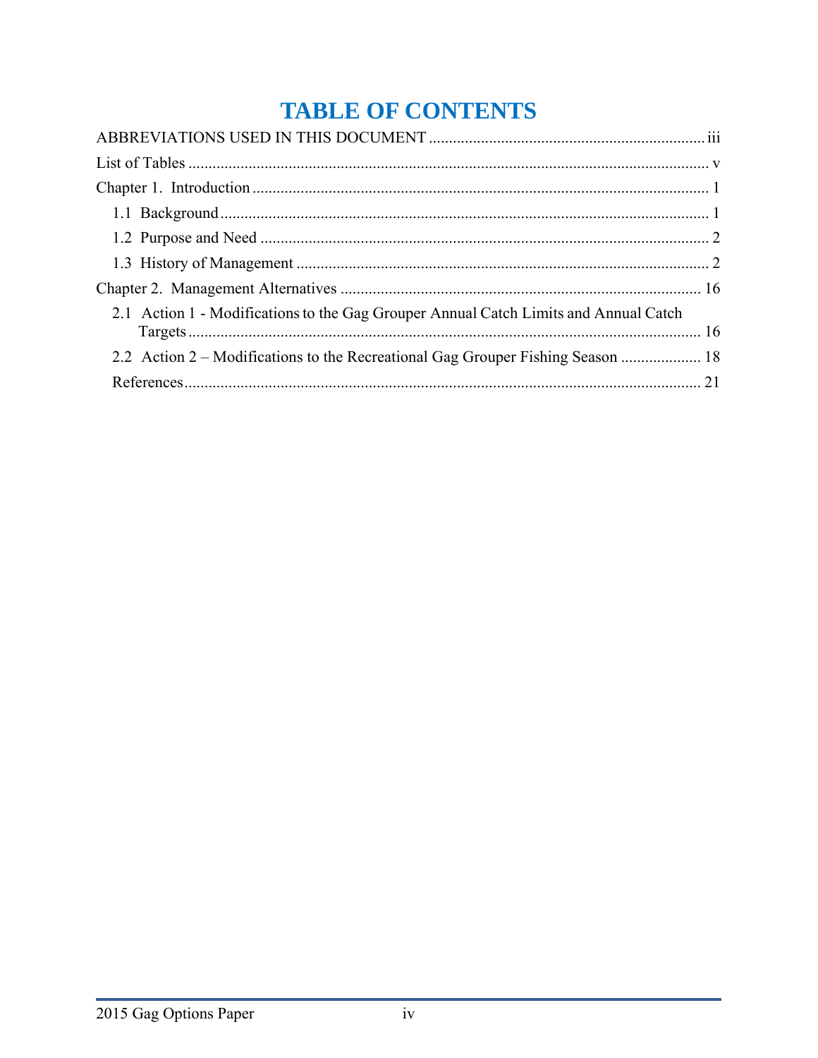# TABLE OF CONTENTS

ABBREVIATIONS USED IN THIS DOCUMENT .................... iii

List of Tables .................... v

Chapter 1. Introduction .................... 1

- 1.1 Background .................... 1
- 1.2 Purpose and Need .................... 2
- 1.3 History of Management .................... 2

Chapter 2. Management Alternatives .................... 16

- 2.1 Action 1 - Modifications to the Gag Grouper Annual Catch Limits and Annual Catch Targets .................... 16
- 2.2 Action 2 – Modifications to the Recreational Gag Grouper Fishing Season .................... 18
- References .................... 21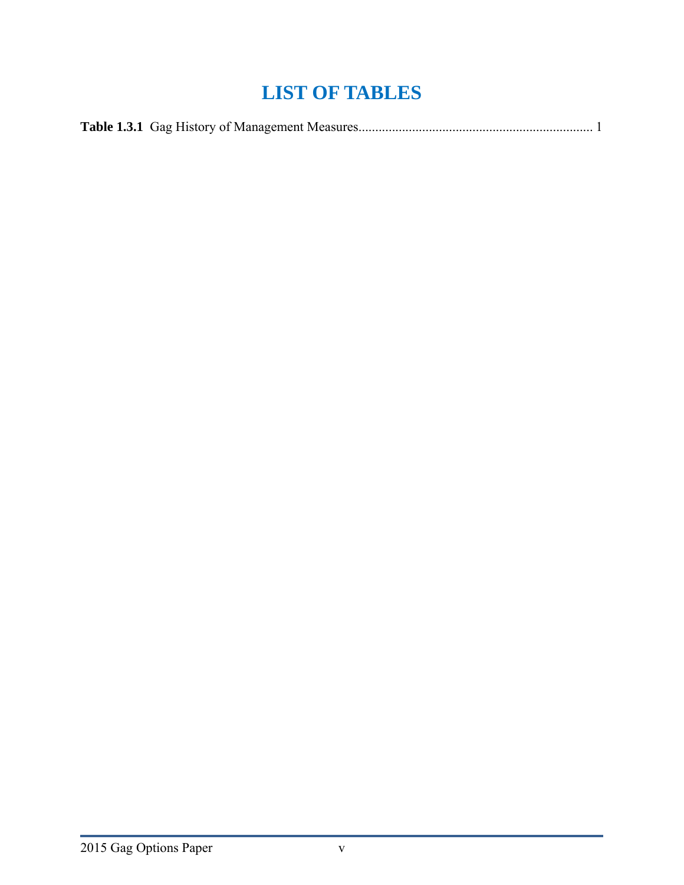# LIST OF TABLES

**Table 1.3.1** Gag History of Management Measures........................................................................ 1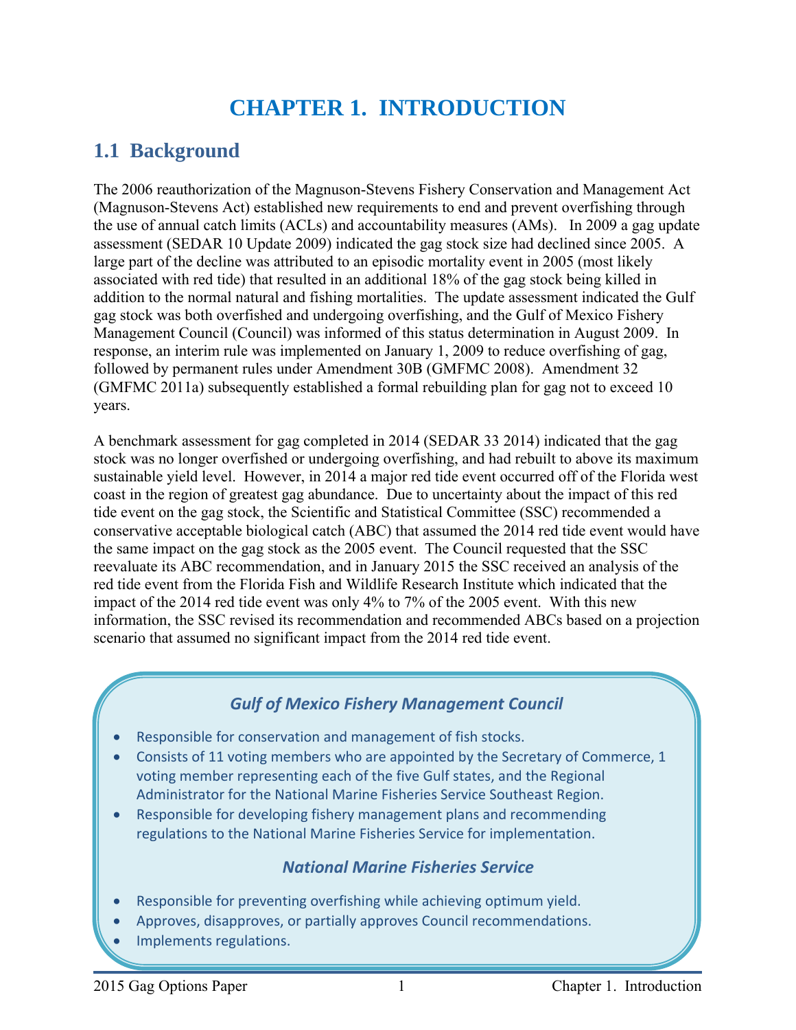# CHAPTER 1. INTRODUCTION

## 1.1 Background

The 2006 reauthorization of the Magnuson-Stevens Fishery Conservation and Management Act (Magnuson-Stevens Act) established new requirements to end and prevent overfishing through the use of annual catch limits (ACLs) and accountability measures (AMs). In 2009 a gag update assessment (SEDAR 10 Update 2009) indicated the gag stock size had declined since 2005. A large part of the decline was attributed to an episodic mortality event in 2005 (most likely associated with red tide) that resulted in an additional 18% of the gag stock being killed in addition to the normal natural and fishing mortalities. The update assessment indicated the Gulf gag stock was both overfished and undergoing overfishing, and the Gulf of Mexico Fishery Management Council (Council) was informed of this status determination in August 2009. In response, an interim rule was implemented on January 1, 2009 to reduce overfishing of gag, followed by permanent rules under Amendment 30B (GMFMC 2008). Amendment 32 (GMFMC 2011a) subsequently established a formal rebuilding plan for gag not to exceed 10 years.

A benchmark assessment for gag completed in 2014 (SEDAR 33 2014) indicated that the gag stock was no longer overfished or undergoing overfishing, and had rebuilt to above its maximum sustainable yield level. However, in 2014 a major red tide event occurred off of the Florida west coast in the region of greatest gag abundance. Due to uncertainty about the impact of this red tide event on the gag stock, the Scientific and Statistical Committee (SSC) recommended a conservative acceptable biological catch (ABC) that assumed the 2014 red tide event would have the same impact on the gag stock as the 2005 event. The Council requested that the SSC reevaluate its ABC recommendation, and in January 2015 the SSC received an analysis of the red tide event from the Florida Fish and Wildlife Research Institute which indicated that the impact of the 2014 red tide event was only 4% to 7% of the 2005 event. With this new information, the SSC revised its recommendation and recommended ABCs based on a projection scenario that assumed no significant impact from the 2014 red tide event.

### *Gulf of Mexico Fishery Management Council*

- Responsible for conservation and management of fish stocks.
- Consists of 11 voting members who are appointed by the Secretary of Commerce, 1 voting member representing each of the five Gulf states, and the Regional Administrator for the National Marine Fisheries Service Southeast Region.
- Responsible for developing fishery management plans and recommending regulations to the National Marine Fisheries Service for implementation.

### *National Marine Fisheries Service*

- Responsible for preventing overfishing while achieving optimum yield.
- Approves, disapproves, or partially approves Council recommendations.
- Implements regulations.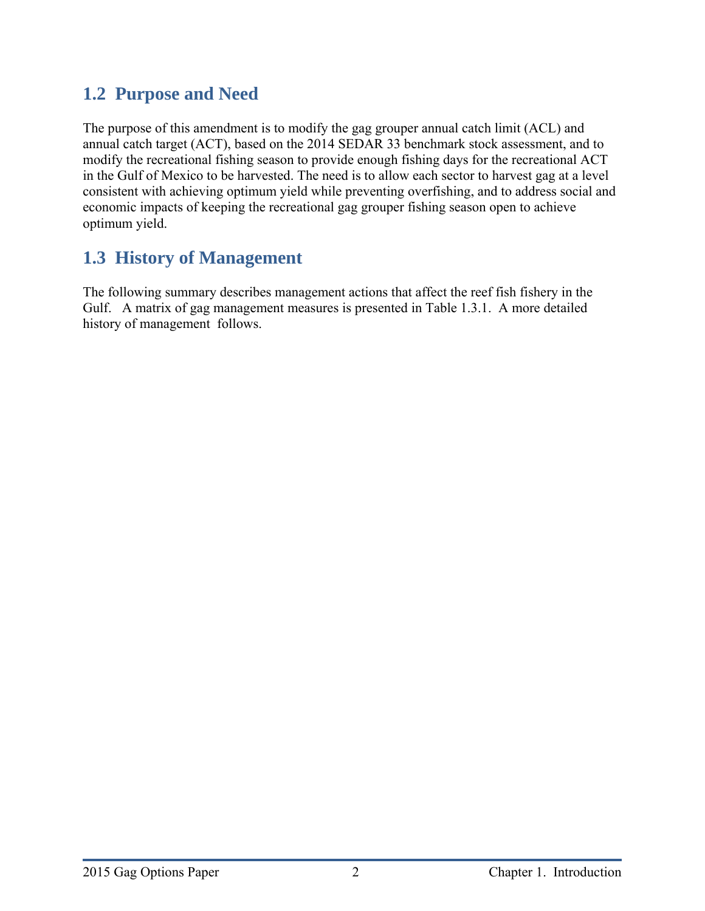## 1.2 Purpose and Need

The purpose of this amendment is to modify the gag grouper annual catch limit (ACL) and annual catch target (ACT), based on the 2014 SEDAR 33 benchmark stock assessment, and to modify the recreational fishing season to provide enough fishing days for the recreational ACT in the Gulf of Mexico to be harvested. The need is to allow each sector to harvest gag at a level consistent with achieving optimum yield while preventing overfishing, and to address social and economic impacts of keeping the recreational gag grouper fishing season open to achieve optimum yield.

## 1.3 History of Management

The following summary describes management actions that affect the reef fish fishery in the Gulf. A matrix of gag management measures is presented in Table 1.3.1. A more detailed history of management follows.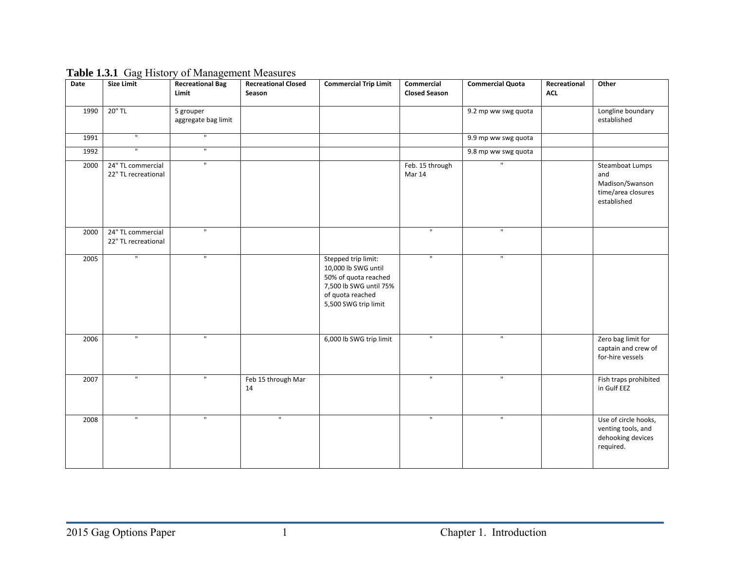**Table 1.3.1** Gag History of Management Measures

| Date | Size Limit | Recreational Bag Limit | Recreational Closed Season | Commercial Trip Limit | Commercial Closed Season | Commercial Quota | Recreational ACL | Other |
|---|---|---|---|---|---|---|---|---|
| 1990 | 20" TL | 5 grouper aggregate bag limit | | | | 9.2 mp ww swg quota | | Longline boundary established |
| 1991 | " | " | | | | 9.9 mp ww swg quota | | |
| 1992 | " | " | | | | 9.8 mp ww swg quota | | |
| 2000 | 24" TL commercial<br>22" TL recreational | " | | | Feb. 15 through Mar 14 | " | | Steamboat Lumps and Madison/Swanson time/area closures established |
| 2000 | 24" TL commercial<br>22" TL recreational | " | | | " | " | | |
| 2005 | " | " | | Stepped trip limit:<br>10,000 lb SWG until 50% of quota reached<br>7,500 lb SWG until 75% of quota reached<br>5,500 SWG trip limit | " | " | | |
| 2006 | " | " | | 6,000 lb SWG trip limit | " | " | | Zero bag limit for captain and crew of for-hire vessels |
| 2007 | " | " | Feb 15 through Mar 14 | | " | " | | Fish traps prohibited in Gulf EEZ |
| 2008 | " | " | " | | " | " | | Use of circle hooks, venting tools, and dehooking devices required. |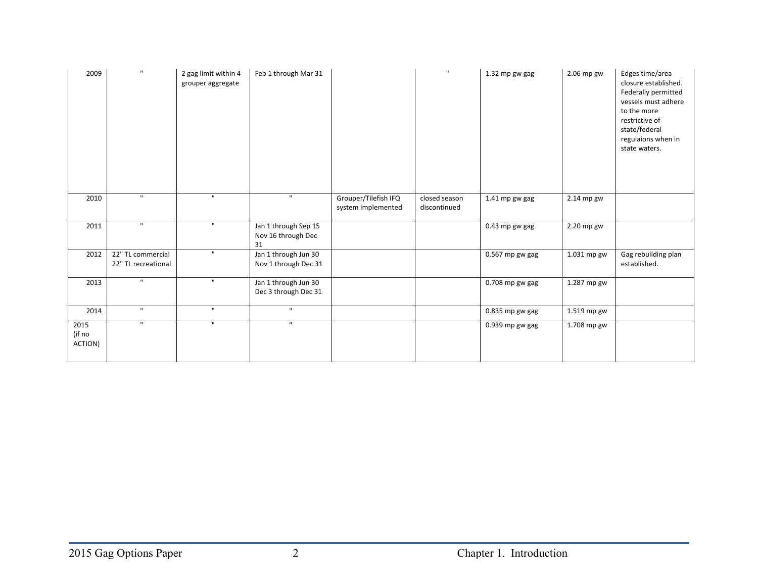| | | | | | | | | |
|---|---|---|---|---|---|---|---|---|
| 2009 | " | 2 gag limit within 4 grouper aggregate | Feb 1 through Mar 31 | | " | 1.32 mp gw gag | 2.06 mp gw | Edges time/area closure established. Federally permitted vessels must adhere to the more restrictive of state/federal regulaions when in state waters. |
| 2010 | " | " | " | Grouper/Tilefish IFQ system implemented | closed season discontinued | 1.41 mp gw gag | 2.14 mp gw | |
| 2011 | " | " | Jan 1 through Sep 15<br>Nov 16 through Dec 31 | | | 0.43 mp gw gag | 2.20 mp gw | |
| 2012 | 22" TL commercial<br>22" TL recreational | " | Jan 1 through Jun 30<br>Nov 1 through Dec 31 | | | 0.567 mp gw gag | 1.031 mp gw | Gag rebuilding plan established. |
| 2013 | " | " | Jan 1 through Jun 30<br>Dec 3 through Dec 31 | | | 0.708 mp gw gag | 1.287 mp gw | |
| 2014 | " | " | " | | | 0.835 mp gw gag | 1.519 mp gw | |
| 2015 (if no ACTION) | " | " | " | | | 0.939 mp gw gag | 1.708 mp gw | |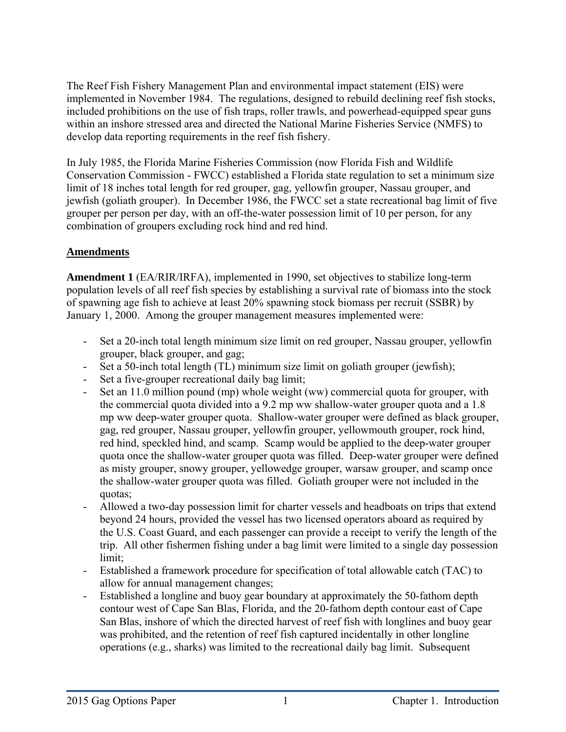The Reef Fish Fishery Management Plan and environmental impact statement (EIS) were implemented in November 1984. The regulations, designed to rebuild declining reef fish stocks, included prohibitions on the use of fish traps, roller trawls, and powerhead-equipped spear guns within an inshore stressed area and directed the National Marine Fisheries Service (NMFS) to develop data reporting requirements in the reef fish fishery.

In July 1985, the Florida Marine Fisheries Commission (now Florida Fish and Wildlife Conservation Commission - FWCC) established a Florida state regulation to set a minimum size limit of 18 inches total length for red grouper, gag, yellowfin grouper, Nassau grouper, and jewfish (goliath grouper). In December 1986, the FWCC set a state recreational bag limit of five grouper per person per day, with an off-the-water possession limit of 10 per person, for any combination of groupers excluding rock hind and red hind.

## Amendments

**Amendment 1** (EA/RIR/IRFA), implemented in 1990, set objectives to stabilize long-term population levels of all reef fish species by establishing a survival rate of biomass into the stock of spawning age fish to achieve at least 20% spawning stock biomass per recruit (SSBR) by January 1, 2000. Among the grouper management measures implemented were:

- Set a 20-inch total length minimum size limit on red grouper, Nassau grouper, yellowfin grouper, black grouper, and gag;
- Set a 50-inch total length (TL) minimum size limit on goliath grouper (jewfish);
- Set a five-grouper recreational daily bag limit;
- Set an 11.0 million pound (mp) whole weight (ww) commercial quota for grouper, with the commercial quota divided into a 9.2 mp ww shallow-water grouper quota and a 1.8 mp ww deep-water grouper quota. Shallow-water grouper were defined as black grouper, gag, red grouper, Nassau grouper, yellowfin grouper, yellowmouth grouper, rock hind, red hind, speckled hind, and scamp. Scamp would be applied to the deep-water grouper quota once the shallow-water grouper quota was filled. Deep-water grouper were defined as misty grouper, snowy grouper, yellowedge grouper, warsaw grouper, and scamp once the shallow-water grouper quota was filled. Goliath grouper were not included in the quotas;
- Allowed a two-day possession limit for charter vessels and headboats on trips that extend beyond 24 hours, provided the vessel has two licensed operators aboard as required by the U.S. Coast Guard, and each passenger can provide a receipt to verify the length of the trip. All other fishermen fishing under a bag limit were limited to a single day possession limit;
- Established a framework procedure for specification of total allowable catch (TAC) to allow for annual management changes;
- Established a longline and buoy gear boundary at approximately the 50-fathom depth contour west of Cape San Blas, Florida, and the 20-fathom depth contour east of Cape San Blas, inshore of which the directed harvest of reef fish with longlines and buoy gear was prohibited, and the retention of reef fish captured incidentally in other longline operations (e.g., sharks) was limited to the recreational daily bag limit. Subsequent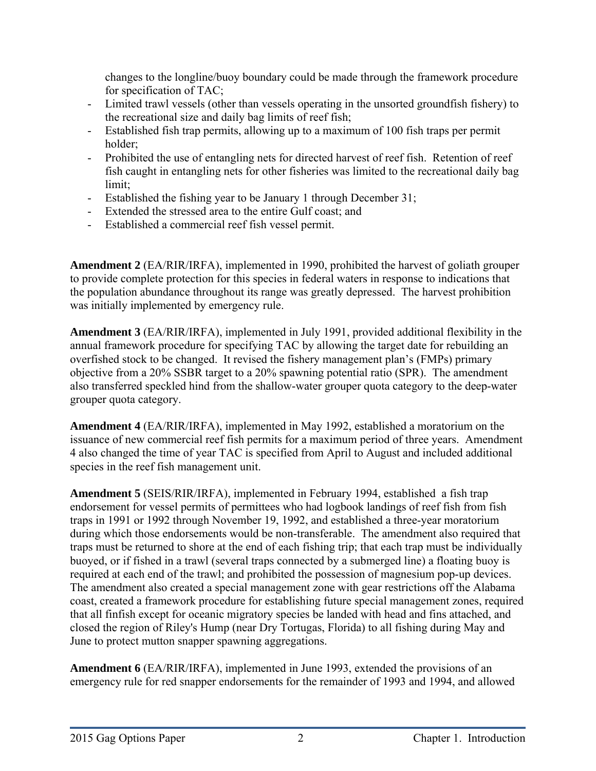changes to the longline/buoy boundary could be made through the framework procedure for specification of TAC;

- Limited trawl vessels (other than vessels operating in the unsorted groundfish fishery) to the recreational size and daily bag limits of reef fish;
- Established fish trap permits, allowing up to a maximum of 100 fish traps per permit holder;
- Prohibited the use of entangling nets for directed harvest of reef fish. Retention of reef fish caught in entangling nets for other fisheries was limited to the recreational daily bag limit;
- Established the fishing year to be January 1 through December 31;
- Extended the stressed area to the entire Gulf coast; and
- Established a commercial reef fish vessel permit.

**Amendment 2** (EA/RIR/IRFA), implemented in 1990, prohibited the harvest of goliath grouper to provide complete protection for this species in federal waters in response to indications that the population abundance throughout its range was greatly depressed. The harvest prohibition was initially implemented by emergency rule.

**Amendment 3** (EA/RIR/IRFA), implemented in July 1991, provided additional flexibility in the annual framework procedure for specifying TAC by allowing the target date for rebuilding an overfished stock to be changed. It revised the fishery management plan's (FMPs) primary objective from a 20% SSBR target to a 20% spawning potential ratio (SPR). The amendment also transferred speckled hind from the shallow-water grouper quota category to the deep-water grouper quota category.

**Amendment 4** (EA/RIR/IRFA), implemented in May 1992, established a moratorium on the issuance of new commercial reef fish permits for a maximum period of three years. Amendment 4 also changed the time of year TAC is specified from April to August and included additional species in the reef fish management unit.

**Amendment 5** (SEIS/RIR/IRFA), implemented in February 1994, established a fish trap endorsement for vessel permits of permittees who had logbook landings of reef fish from fish traps in 1991 or 1992 through November 19, 1992, and established a three-year moratorium during which those endorsements would be non-transferable. The amendment also required that traps must be returned to shore at the end of each fishing trip; that each trap must be individually buoyed, or if fished in a trawl (several traps connected by a submerged line) a floating buoy is required at each end of the trawl; and prohibited the possession of magnesium pop-up devices. The amendment also created a special management zone with gear restrictions off the Alabama coast, created a framework procedure for establishing future special management zones, required that all finfish except for oceanic migratory species be landed with head and fins attached, and closed the region of Riley's Hump (near Dry Tortugas, Florida) to all fishing during May and June to protect mutton snapper spawning aggregations.

**Amendment 6** (EA/RIR/IRFA), implemented in June 1993, extended the provisions of an emergency rule for red snapper endorsements for the remainder of 1993 and 1994, and allowed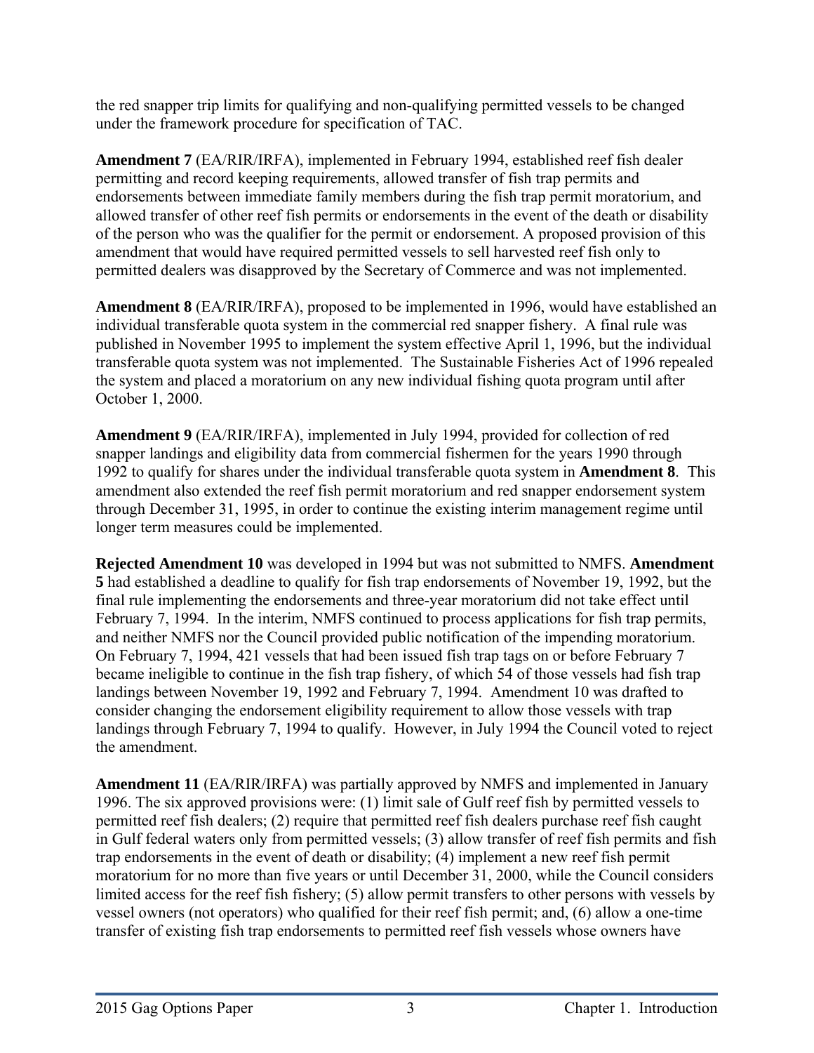the red snapper trip limits for qualifying and non-qualifying permitted vessels to be changed under the framework procedure for specification of TAC.

**Amendment 7** (EA/RIR/IRFA), implemented in February 1994, established reef fish dealer permitting and record keeping requirements, allowed transfer of fish trap permits and endorsements between immediate family members during the fish trap permit moratorium, and allowed transfer of other reef fish permits or endorsements in the event of the death or disability of the person who was the qualifier for the permit or endorsement. A proposed provision of this amendment that would have required permitted vessels to sell harvested reef fish only to permitted dealers was disapproved by the Secretary of Commerce and was not implemented.

**Amendment 8** (EA/RIR/IRFA), proposed to be implemented in 1996, would have established an individual transferable quota system in the commercial red snapper fishery. A final rule was published in November 1995 to implement the system effective April 1, 1996, but the individual transferable quota system was not implemented. The Sustainable Fisheries Act of 1996 repealed the system and placed a moratorium on any new individual fishing quota program until after October 1, 2000.

**Amendment 9** (EA/RIR/IRFA), implemented in July 1994, provided for collection of red snapper landings and eligibility data from commercial fishermen for the years 1990 through 1992 to qualify for shares under the individual transferable quota system in **Amendment 8**. This amendment also extended the reef fish permit moratorium and red snapper endorsement system through December 31, 1995, in order to continue the existing interim management regime until longer term measures could be implemented.

**Rejected Amendment 10** was developed in 1994 but was not submitted to NMFS. **Amendment 5** had established a deadline to qualify for fish trap endorsements of November 19, 1992, but the final rule implementing the endorsements and three-year moratorium did not take effect until February 7, 1994. In the interim, NMFS continued to process applications for fish trap permits, and neither NMFS nor the Council provided public notification of the impending moratorium. On February 7, 1994, 421 vessels that had been issued fish trap tags on or before February 7 became ineligible to continue in the fish trap fishery, of which 54 of those vessels had fish trap landings between November 19, 1992 and February 7, 1994. Amendment 10 was drafted to consider changing the endorsement eligibility requirement to allow those vessels with trap landings through February 7, 1994 to qualify. However, in July 1994 the Council voted to reject the amendment.

**Amendment 11** (EA/RIR/IRFA) was partially approved by NMFS and implemented in January 1996. The six approved provisions were: (1) limit sale of Gulf reef fish by permitted vessels to permitted reef fish dealers; (2) require that permitted reef fish dealers purchase reef fish caught in Gulf federal waters only from permitted vessels; (3) allow transfer of reef fish permits and fish trap endorsements in the event of death or disability; (4) implement a new reef fish permit moratorium for no more than five years or until December 31, 2000, while the Council considers limited access for the reef fish fishery; (5) allow permit transfers to other persons with vessels by vessel owners (not operators) who qualified for their reef fish permit; and, (6) allow a one-time transfer of existing fish trap endorsements to permitted reef fish vessels whose owners have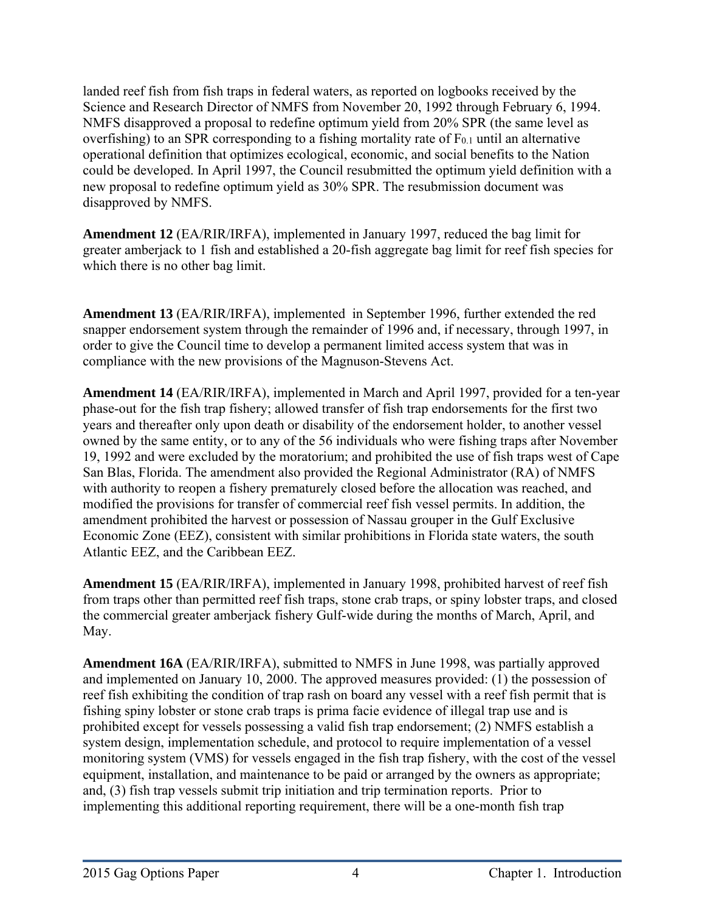landed reef fish from fish traps in federal waters, as reported on logbooks received by the Science and Research Director of NMFS from November 20, 1992 through February 6, 1994. NMFS disapproved a proposal to redefine optimum yield from 20% SPR (the same level as overfishing) to an SPR corresponding to a fishing mortality rate of $F_{0.1}$ until an alternative operational definition that optimizes ecological, economic, and social benefits to the Nation could be developed. In April 1997, the Council resubmitted the optimum yield definition with a new proposal to redefine optimum yield as 30% SPR. The resubmission document was disapproved by NMFS.

**Amendment 12** (EA/RIR/IRFA), implemented in January 1997, reduced the bag limit for greater amberjack to 1 fish and established a 20-fish aggregate bag limit for reef fish species for which there is no other bag limit.

**Amendment 13** (EA/RIR/IRFA), implemented in September 1996, further extended the red snapper endorsement system through the remainder of 1996 and, if necessary, through 1997, in order to give the Council time to develop a permanent limited access system that was in compliance with the new provisions of the Magnuson-Stevens Act.

**Amendment 14** (EA/RIR/IRFA), implemented in March and April 1997, provided for a ten-year phase-out for the fish trap fishery; allowed transfer of fish trap endorsements for the first two years and thereafter only upon death or disability of the endorsement holder, to another vessel owned by the same entity, or to any of the 56 individuals who were fishing traps after November 19, 1992 and were excluded by the moratorium; and prohibited the use of fish traps west of Cape San Blas, Florida. The amendment also provided the Regional Administrator (RA) of NMFS with authority to reopen a fishery prematurely closed before the allocation was reached, and modified the provisions for transfer of commercial reef fish vessel permits. In addition, the amendment prohibited the harvest or possession of Nassau grouper in the Gulf Exclusive Economic Zone (EEZ), consistent with similar prohibitions in Florida state waters, the south Atlantic EEZ, and the Caribbean EEZ.

**Amendment 15** (EA/RIR/IRFA), implemented in January 1998, prohibited harvest of reef fish from traps other than permitted reef fish traps, stone crab traps, or spiny lobster traps, and closed the commercial greater amberjack fishery Gulf-wide during the months of March, April, and May.

**Amendment 16A** (EA/RIR/IRFA), submitted to NMFS in June 1998, was partially approved and implemented on January 10, 2000. The approved measures provided: (1) the possession of reef fish exhibiting the condition of trap rash on board any vessel with a reef fish permit that is fishing spiny lobster or stone crab traps is prima facie evidence of illegal trap use and is prohibited except for vessels possessing a valid fish trap endorsement; (2) NMFS establish a system design, implementation schedule, and protocol to require implementation of a vessel monitoring system (VMS) for vessels engaged in the fish trap fishery, with the cost of the vessel equipment, installation, and maintenance to be paid or arranged by the owners as appropriate; and, (3) fish trap vessels submit trip initiation and trip termination reports. Prior to implementing this additional reporting requirement, there will be a one-month fish trap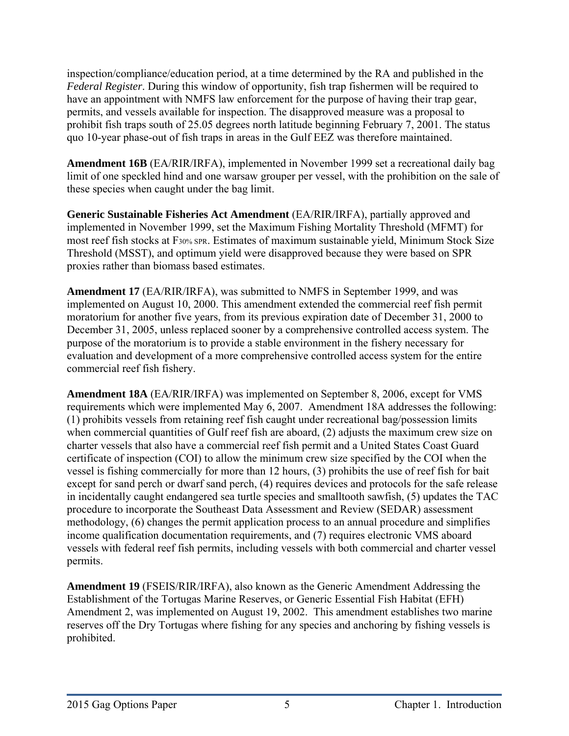inspection/compliance/education period, at a time determined by the RA and published in the *Federal Register*. During this window of opportunity, fish trap fishermen will be required to have an appointment with NMFS law enforcement for the purpose of having their trap gear, permits, and vessels available for inspection. The disapproved measure was a proposal to prohibit fish traps south of 25.05 degrees north latitude beginning February 7, 2001. The status quo 10-year phase-out of fish traps in areas in the Gulf EEZ was therefore maintained.

**Amendment 16B** (EA/RIR/IRFA), implemented in November 1999 set a recreational daily bag limit of one speckled hind and one warsaw grouper per vessel, with the prohibition on the sale of these species when caught under the bag limit.

**Generic Sustainable Fisheries Act Amendment** (EA/RIR/IRFA), partially approved and implemented in November 1999, set the Maximum Fishing Mortality Threshold (MFMT) for most reef fish stocks at $F_{30\% \, SPR}$. Estimates of maximum sustainable yield, Minimum Stock Size Threshold (MSST), and optimum yield were disapproved because they were based on SPR proxies rather than biomass based estimates.

**Amendment 17** (EA/RIR/IRFA), was submitted to NMFS in September 1999, and was implemented on August 10, 2000. This amendment extended the commercial reef fish permit moratorium for another five years, from its previous expiration date of December 31, 2000 to December 31, 2005, unless replaced sooner by a comprehensive controlled access system. The purpose of the moratorium is to provide a stable environment in the fishery necessary for evaluation and development of a more comprehensive controlled access system for the entire commercial reef fish fishery.

**Amendment 18A** (EA/RIR/IRFA) was implemented on September 8, 2006, except for VMS requirements which were implemented May 6, 2007. Amendment 18A addresses the following: (1) prohibits vessels from retaining reef fish caught under recreational bag/possession limits when commercial quantities of Gulf reef fish are aboard, (2) adjusts the maximum crew size on charter vessels that also have a commercial reef fish permit and a United States Coast Guard certificate of inspection (COI) to allow the minimum crew size specified by the COI when the vessel is fishing commercially for more than 12 hours, (3) prohibits the use of reef fish for bait except for sand perch or dwarf sand perch, (4) requires devices and protocols for the safe release in incidentally caught endangered sea turtle species and smalltooth sawfish, (5) updates the TAC procedure to incorporate the Southeast Data Assessment and Review (SEDAR) assessment methodology, (6) changes the permit application process to an annual procedure and simplifies income qualification documentation requirements, and (7) requires electronic VMS aboard vessels with federal reef fish permits, including vessels with both commercial and charter vessel permits.

**Amendment 19** (FSEIS/RIR/IRFA), also known as the Generic Amendment Addressing the Establishment of the Tortugas Marine Reserves, or Generic Essential Fish Habitat (EFH) Amendment 2, was implemented on August 19, 2002. This amendment establishes two marine reserves off the Dry Tortugas where fishing for any species and anchoring by fishing vessels is prohibited.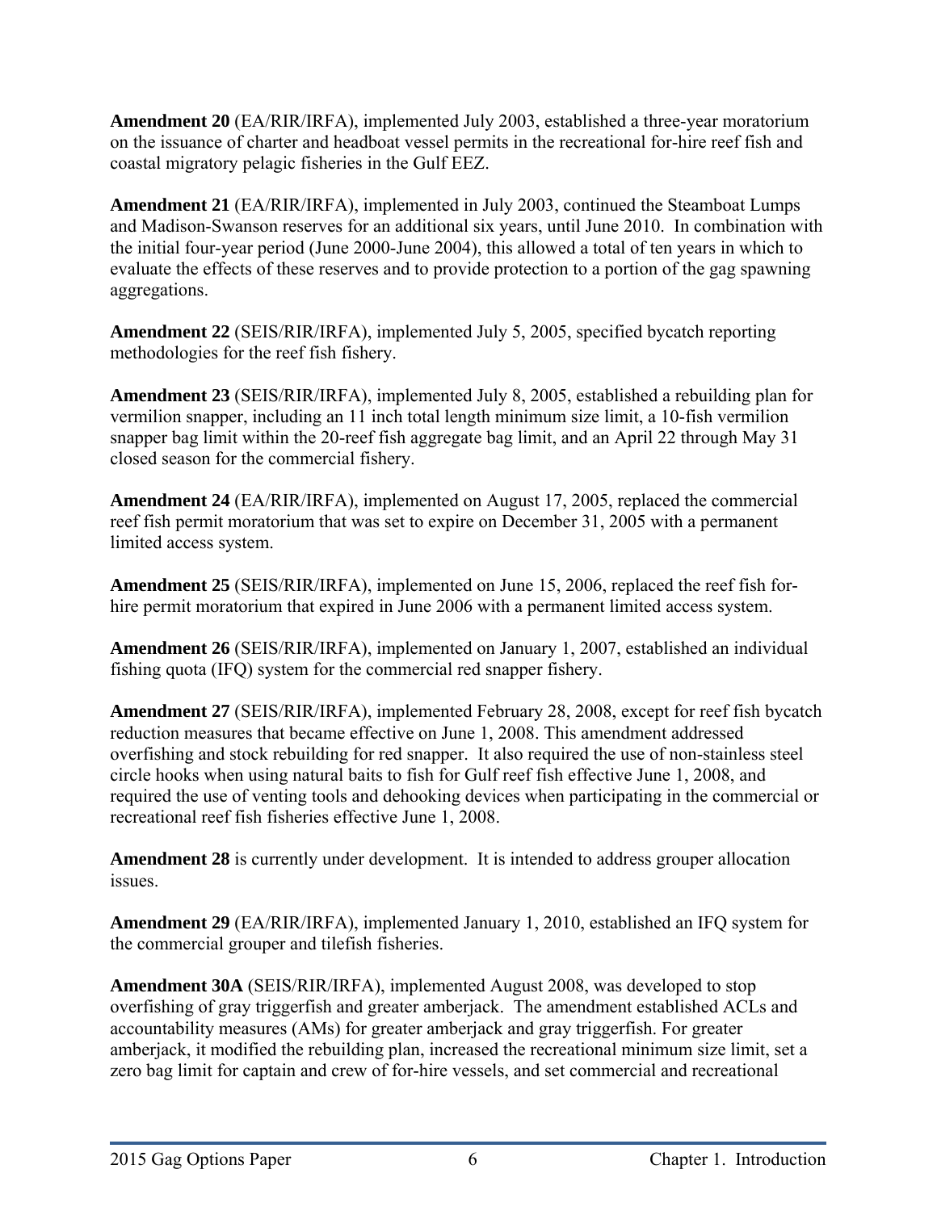**Amendment 20** (EA/RIR/IRFA), implemented July 2003, established a three-year moratorium on the issuance of charter and headboat vessel permits in the recreational for-hire reef fish and coastal migratory pelagic fisheries in the Gulf EEZ.

**Amendment 21** (EA/RIR/IRFA), implemented in July 2003, continued the Steamboat Lumps and Madison-Swanson reserves for an additional six years, until June 2010. In combination with the initial four-year period (June 2000-June 2004), this allowed a total of ten years in which to evaluate the effects of these reserves and to provide protection to a portion of the gag spawning aggregations.

**Amendment 22** (SEIS/RIR/IRFA), implemented July 5, 2005, specified bycatch reporting methodologies for the reef fish fishery.

**Amendment 23** (SEIS/RIR/IRFA), implemented July 8, 2005, established a rebuilding plan for vermilion snapper, including an 11 inch total length minimum size limit, a 10-fish vermilion snapper bag limit within the 20-reef fish aggregate bag limit, and an April 22 through May 31 closed season for the commercial fishery.

**Amendment 24** (EA/RIR/IRFA), implemented on August 17, 2005, replaced the commercial reef fish permit moratorium that was set to expire on December 31, 2005 with a permanent limited access system.

**Amendment 25** (SEIS/RIR/IRFA), implemented on June 15, 2006, replaced the reef fish for-hire permit moratorium that expired in June 2006 with a permanent limited access system.

**Amendment 26** (SEIS/RIR/IRFA), implemented on January 1, 2007, established an individual fishing quota (IFQ) system for the commercial red snapper fishery.

**Amendment 27** (SEIS/RIR/IRFA), implemented February 28, 2008, except for reef fish bycatch reduction measures that became effective on June 1, 2008. This amendment addressed overfishing and stock rebuilding for red snapper. It also required the use of non-stainless steel circle hooks when using natural baits to fish for Gulf reef fish effective June 1, 2008, and required the use of venting tools and dehooking devices when participating in the commercial or recreational reef fish fisheries effective June 1, 2008.

**Amendment 28** is currently under development. It is intended to address grouper allocation issues.

**Amendment 29** (EA/RIR/IRFA), implemented January 1, 2010, established an IFQ system for the commercial grouper and tilefish fisheries.

**Amendment 30A** (SEIS/RIR/IRFA), implemented August 2008, was developed to stop overfishing of gray triggerfish and greater amberjack. The amendment established ACLs and accountability measures (AMs) for greater amberjack and gray triggerfish. For greater amberjack, it modified the rebuilding plan, increased the recreational minimum size limit, set a zero bag limit for captain and crew of for-hire vessels, and set commercial and recreational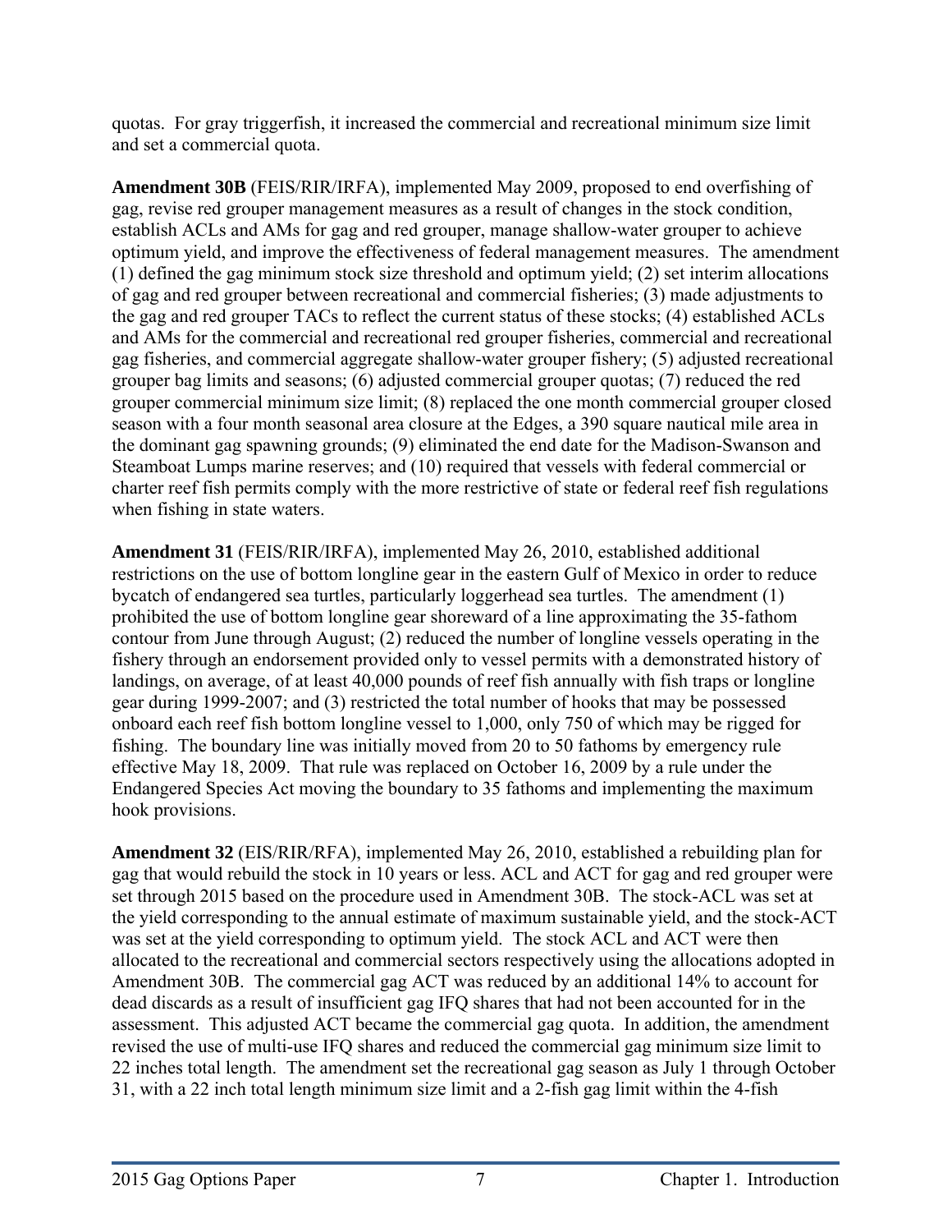quotas. For gray triggerfish, it increased the commercial and recreational minimum size limit and set a commercial quota.

**Amendment 30B** (FEIS/RIR/IRFA), implemented May 2009, proposed to end overfishing of gag, revise red grouper management measures as a result of changes in the stock condition, establish ACLs and AMs for gag and red grouper, manage shallow-water grouper to achieve optimum yield, and improve the effectiveness of federal management measures. The amendment (1) defined the gag minimum stock size threshold and optimum yield; (2) set interim allocations of gag and red grouper between recreational and commercial fisheries; (3) made adjustments to the gag and red grouper TACs to reflect the current status of these stocks; (4) established ACLs and AMs for the commercial and recreational red grouper fisheries, commercial and recreational gag fisheries, and commercial aggregate shallow-water grouper fishery; (5) adjusted recreational grouper bag limits and seasons; (6) adjusted commercial grouper quotas; (7) reduced the red grouper commercial minimum size limit; (8) replaced the one month commercial grouper closed season with a four month seasonal area closure at the Edges, a 390 square nautical mile area in the dominant gag spawning grounds; (9) eliminated the end date for the Madison-Swanson and Steamboat Lumps marine reserves; and (10) required that vessels with federal commercial or charter reef fish permits comply with the more restrictive of state or federal reef fish regulations when fishing in state waters.

**Amendment 31** (FEIS/RIR/IRFA), implemented May 26, 2010, established additional restrictions on the use of bottom longline gear in the eastern Gulf of Mexico in order to reduce bycatch of endangered sea turtles, particularly loggerhead sea turtles. The amendment (1) prohibited the use of bottom longline gear shoreward of a line approximating the 35-fathom contour from June through August; (2) reduced the number of longline vessels operating in the fishery through an endorsement provided only to vessel permits with a demonstrated history of landings, on average, of at least 40,000 pounds of reef fish annually with fish traps or longline gear during 1999-2007; and (3) restricted the total number of hooks that may be possessed onboard each reef fish bottom longline vessel to 1,000, only 750 of which may be rigged for fishing. The boundary line was initially moved from 20 to 50 fathoms by emergency rule effective May 18, 2009. That rule was replaced on October 16, 2009 by a rule under the Endangered Species Act moving the boundary to 35 fathoms and implementing the maximum hook provisions.

**Amendment 32** (EIS/RIR/RFA), implemented May 26, 2010, established a rebuilding plan for gag that would rebuild the stock in 10 years or less. ACL and ACT for gag and red grouper were set through 2015 based on the procedure used in Amendment 30B. The stock-ACL was set at the yield corresponding to the annual estimate of maximum sustainable yield, and the stock-ACT was set at the yield corresponding to optimum yield. The stock ACL and ACT were then allocated to the recreational and commercial sectors respectively using the allocations adopted in Amendment 30B. The commercial gag ACT was reduced by an additional 14% to account for dead discards as a result of insufficient gag IFQ shares that had not been accounted for in the assessment. This adjusted ACT became the commercial gag quota. In addition, the amendment revised the use of multi-use IFQ shares and reduced the commercial gag minimum size limit to 22 inches total length. The amendment set the recreational gag season as July 1 through October 31, with a 22 inch total length minimum size limit and a 2-fish gag limit within the 4-fish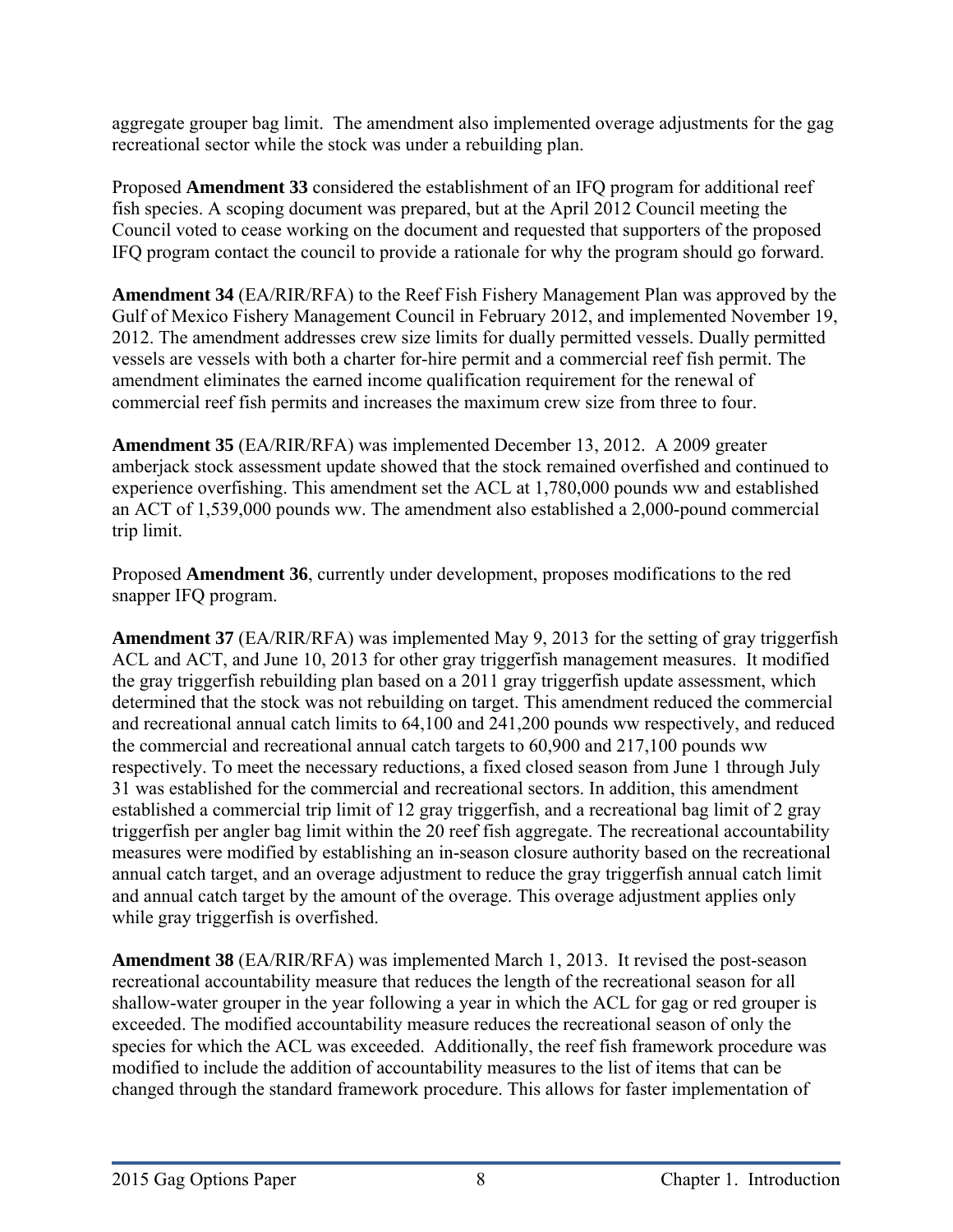aggregate grouper bag limit. The amendment also implemented overage adjustments for the gag recreational sector while the stock was under a rebuilding plan.

Proposed **Amendment 33** considered the establishment of an IFQ program for additional reef fish species. A scoping document was prepared, but at the April 2012 Council meeting the Council voted to cease working on the document and requested that supporters of the proposed IFQ program contact the council to provide a rationale for why the program should go forward.

**Amendment 34** (EA/RIR/RFA) to the Reef Fish Fishery Management Plan was approved by the Gulf of Mexico Fishery Management Council in February 2012, and implemented November 19, 2012. The amendment addresses crew size limits for dually permitted vessels. Dually permitted vessels are vessels with both a charter for-hire permit and a commercial reef fish permit. The amendment eliminates the earned income qualification requirement for the renewal of commercial reef fish permits and increases the maximum crew size from three to four.

**Amendment 35** (EA/RIR/RFA) was implemented December 13, 2012. A 2009 greater amberjack stock assessment update showed that the stock remained overfished and continued to experience overfishing. This amendment set the ACL at 1,780,000 pounds ww and established an ACT of 1,539,000 pounds ww. The amendment also established a 2,000-pound commercial trip limit.

Proposed **Amendment 36**, currently under development, proposes modifications to the red snapper IFQ program.

**Amendment 37** (EA/RIR/RFA) was implemented May 9, 2013 for the setting of gray triggerfish ACL and ACT, and June 10, 2013 for other gray triggerfish management measures. It modified the gray triggerfish rebuilding plan based on a 2011 gray triggerfish update assessment, which determined that the stock was not rebuilding on target. This amendment reduced the commercial and recreational annual catch limits to 64,100 and 241,200 pounds ww respectively, and reduced the commercial and recreational annual catch targets to 60,900 and 217,100 pounds ww respectively. To meet the necessary reductions, a fixed closed season from June 1 through July 31 was established for the commercial and recreational sectors. In addition, this amendment established a commercial trip limit of 12 gray triggerfish, and a recreational bag limit of 2 gray triggerfish per angler bag limit within the 20 reef fish aggregate. The recreational accountability measures were modified by establishing an in-season closure authority based on the recreational annual catch target, and an overage adjustment to reduce the gray triggerfish annual catch limit and annual catch target by the amount of the overage. This overage adjustment applies only while gray triggerfish is overfished.

**Amendment 38** (EA/RIR/RFA) was implemented March 1, 2013. It revised the post-season recreational accountability measure that reduces the length of the recreational season for all shallow-water grouper in the year following a year in which the ACL for gag or red grouper is exceeded. The modified accountability measure reduces the recreational season of only the species for which the ACL was exceeded. Additionally, the reef fish framework procedure was modified to include the addition of accountability measures to the list of items that can be changed through the standard framework procedure. This allows for faster implementation of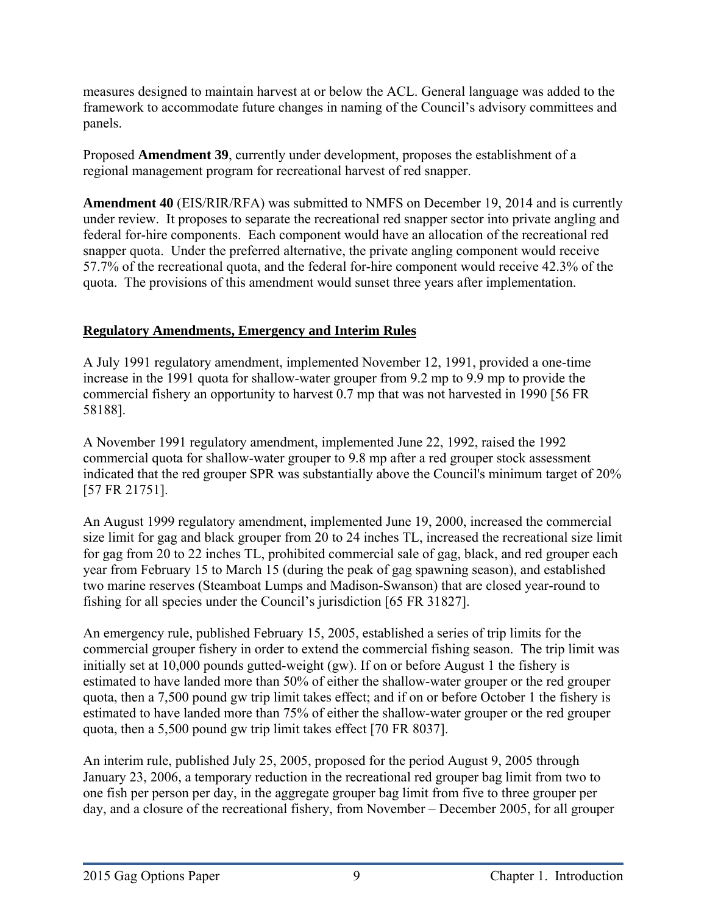measures designed to maintain harvest at or below the ACL. General language was added to the framework to accommodate future changes in naming of the Council's advisory committees and panels.

Proposed **Amendment 39**, currently under development, proposes the establishment of a regional management program for recreational harvest of red snapper.

**Amendment 40** (EIS/RIR/RFA) was submitted to NMFS on December 19, 2014 and is currently under review. It proposes to separate the recreational red snapper sector into private angling and federal for-hire components. Each component would have an allocation of the recreational red snapper quota. Under the preferred alternative, the private angling component would receive 57.7% of the recreational quota, and the federal for-hire component would receive 42.3% of the quota. The provisions of this amendment would sunset three years after implementation.

**Regulatory Amendments, Emergency and Interim Rules**

A July 1991 regulatory amendment, implemented November 12, 1991, provided a one-time increase in the 1991 quota for shallow-water grouper from 9.2 mp to 9.9 mp to provide the commercial fishery an opportunity to harvest 0.7 mp that was not harvested in 1990 [56 FR 58188].

A November 1991 regulatory amendment, implemented June 22, 1992, raised the 1992 commercial quota for shallow-water grouper to 9.8 mp after a red grouper stock assessment indicated that the red grouper SPR was substantially above the Council's minimum target of 20% [57 FR 21751].

An August 1999 regulatory amendment, implemented June 19, 2000, increased the commercial size limit for gag and black grouper from 20 to 24 inches TL, increased the recreational size limit for gag from 20 to 22 inches TL, prohibited commercial sale of gag, black, and red grouper each year from February 15 to March 15 (during the peak of gag spawning season), and established two marine reserves (Steamboat Lumps and Madison-Swanson) that are closed year-round to fishing for all species under the Council's jurisdiction [65 FR 31827].

An emergency rule, published February 15, 2005, established a series of trip limits for the commercial grouper fishery in order to extend the commercial fishing season. The trip limit was initially set at 10,000 pounds gutted-weight (gw). If on or before August 1 the fishery is estimated to have landed more than 50% of either the shallow-water grouper or the red grouper quota, then a 7,500 pound gw trip limit takes effect; and if on or before October 1 the fishery is estimated to have landed more than 75% of either the shallow-water grouper or the red grouper quota, then a 5,500 pound gw trip limit takes effect [70 FR 8037].

An interim rule, published July 25, 2005, proposed for the period August 9, 2005 through January 23, 2006, a temporary reduction in the recreational red grouper bag limit from two to one fish per person per day, in the aggregate grouper bag limit from five to three grouper per day, and a closure of the recreational fishery, from November – December 2005, for all grouper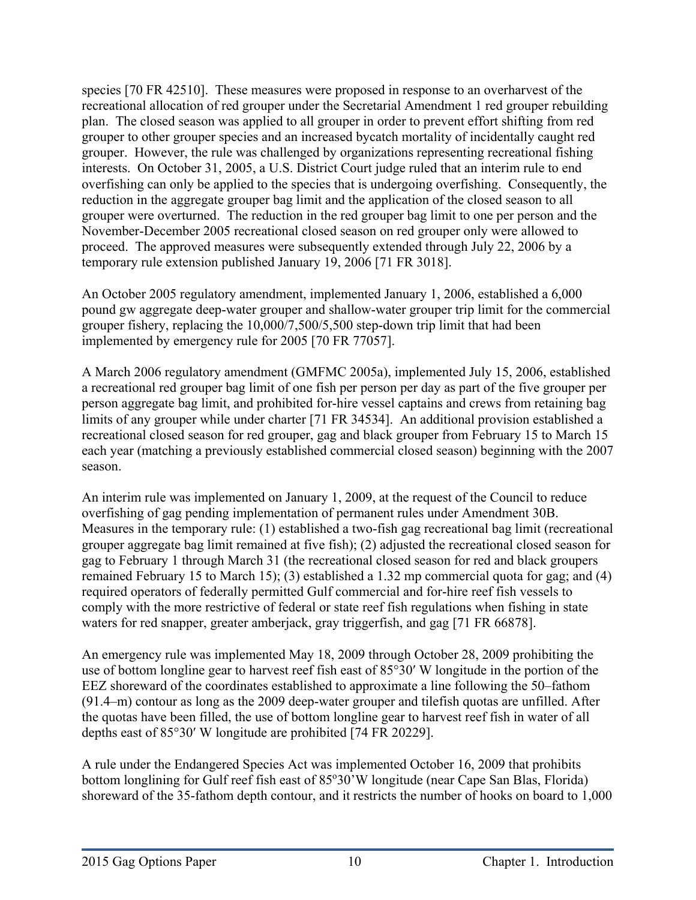species [70 FR 42510]. These measures were proposed in response to an overharvest of the recreational allocation of red grouper under the Secretarial Amendment 1 red grouper rebuilding plan. The closed season was applied to all grouper in order to prevent effort shifting from red grouper to other grouper species and an increased bycatch mortality of incidentally caught red grouper. However, the rule was challenged by organizations representing recreational fishing interests. On October 31, 2005, a U.S. District Court judge ruled that an interim rule to end overfishing can only be applied to the species that is undergoing overfishing. Consequently, the reduction in the aggregate grouper bag limit and the application of the closed season to all grouper were overturned. The reduction in the red grouper bag limit to one per person and the November-December 2005 recreational closed season on red grouper only were allowed to proceed. The approved measures were subsequently extended through July 22, 2006 by a temporary rule extension published January 19, 2006 [71 FR 3018].

An October 2005 regulatory amendment, implemented January 1, 2006, established a 6,000 pound gw aggregate deep-water grouper and shallow-water grouper trip limit for the commercial grouper fishery, replacing the 10,000/7,500/5,500 step-down trip limit that had been implemented by emergency rule for 2005 [70 FR 77057].

A March 2006 regulatory amendment (GMFMC 2005a), implemented July 15, 2006, established a recreational red grouper bag limit of one fish per person per day as part of the five grouper per person aggregate bag limit, and prohibited for-hire vessel captains and crews from retaining bag limits of any grouper while under charter [71 FR 34534]. An additional provision established a recreational closed season for red grouper, gag and black grouper from February 15 to March 15 each year (matching a previously established commercial closed season) beginning with the 2007 season.

An interim rule was implemented on January 1, 2009, at the request of the Council to reduce overfishing of gag pending implementation of permanent rules under Amendment 30B. Measures in the temporary rule: (1) established a two-fish gag recreational bag limit (recreational grouper aggregate bag limit remained at five fish); (2) adjusted the recreational closed season for gag to February 1 through March 31 (the recreational closed season for red and black groupers remained February 15 to March 15); (3) established a 1.32 mp commercial quota for gag; and (4) required operators of federally permitted Gulf commercial and for-hire reef fish vessels to comply with the more restrictive of federal or state reef fish regulations when fishing in state waters for red snapper, greater amberjack, gray triggerfish, and gag [71 FR 66878].

An emergency rule was implemented May 18, 2009 through October 28, 2009 prohibiting the use of bottom longline gear to harvest reef fish east of 85°30′ W longitude in the portion of the EEZ shoreward of the coordinates established to approximate a line following the 50–fathom (91.4–m) contour as long as the 2009 deep-water grouper and tilefish quotas are unfilled. After the quotas have been filled, the use of bottom longline gear to harvest reef fish in water of all depths east of 85°30′ W longitude are prohibited [74 FR 20229].

A rule under the Endangered Species Act was implemented October 16, 2009 that prohibits bottom longlining for Gulf reef fish east of 85º30'W longitude (near Cape San Blas, Florida) shoreward of the 35-fathom depth contour, and it restricts the number of hooks on board to 1,000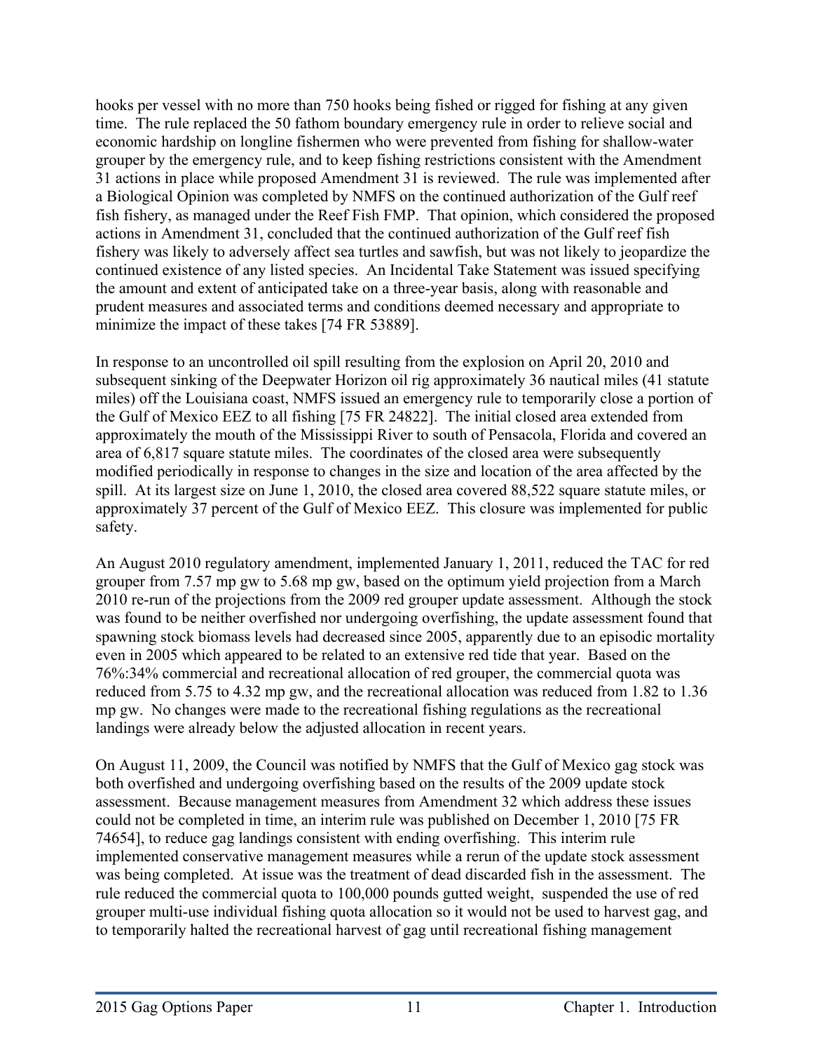hooks per vessel with no more than 750 hooks being fished or rigged for fishing at any given time. The rule replaced the 50 fathom boundary emergency rule in order to relieve social and economic hardship on longline fishermen who were prevented from fishing for shallow-water grouper by the emergency rule, and to keep fishing restrictions consistent with the Amendment 31 actions in place while proposed Amendment 31 is reviewed. The rule was implemented after a Biological Opinion was completed by NMFS on the continued authorization of the Gulf reef fish fishery, as managed under the Reef Fish FMP. That opinion, which considered the proposed actions in Amendment 31, concluded that the continued authorization of the Gulf reef fish fishery was likely to adversely affect sea turtles and sawfish, but was not likely to jeopardize the continued existence of any listed species. An Incidental Take Statement was issued specifying the amount and extent of anticipated take on a three-year basis, along with reasonable and prudent measures and associated terms and conditions deemed necessary and appropriate to minimize the impact of these takes [74 FR 53889].

In response to an uncontrolled oil spill resulting from the explosion on April 20, 2010 and subsequent sinking of the Deepwater Horizon oil rig approximately 36 nautical miles (41 statute miles) off the Louisiana coast, NMFS issued an emergency rule to temporarily close a portion of the Gulf of Mexico EEZ to all fishing [75 FR 24822]. The initial closed area extended from approximately the mouth of the Mississippi River to south of Pensacola, Florida and covered an area of 6,817 square statute miles. The coordinates of the closed area were subsequently modified periodically in response to changes in the size and location of the area affected by the spill. At its largest size on June 1, 2010, the closed area covered 88,522 square statute miles, or approximately 37 percent of the Gulf of Mexico EEZ. This closure was implemented for public safety.

An August 2010 regulatory amendment, implemented January 1, 2011, reduced the TAC for red grouper from 7.57 mp gw to 5.68 mp gw, based on the optimum yield projection from a March 2010 re-run of the projections from the 2009 red grouper update assessment. Although the stock was found to be neither overfished nor undergoing overfishing, the update assessment found that spawning stock biomass levels had decreased since 2005, apparently due to an episodic mortality even in 2005 which appeared to be related to an extensive red tide that year. Based on the 76%:34% commercial and recreational allocation of red grouper, the commercial quota was reduced from 5.75 to 4.32 mp gw, and the recreational allocation was reduced from 1.82 to 1.36 mp gw. No changes were made to the recreational fishing regulations as the recreational landings were already below the adjusted allocation in recent years.

On August 11, 2009, the Council was notified by NMFS that the Gulf of Mexico gag stock was both overfished and undergoing overfishing based on the results of the 2009 update stock assessment. Because management measures from Amendment 32 which address these issues could not be completed in time, an interim rule was published on December 1, 2010 [75 FR 74654], to reduce gag landings consistent with ending overfishing. This interim rule implemented conservative management measures while a rerun of the update stock assessment was being completed. At issue was the treatment of dead discarded fish in the assessment. The rule reduced the commercial quota to 100,000 pounds gutted weight, suspended the use of red grouper multi-use individual fishing quota allocation so it would not be used to harvest gag, and to temporarily halted the recreational harvest of gag until recreational fishing management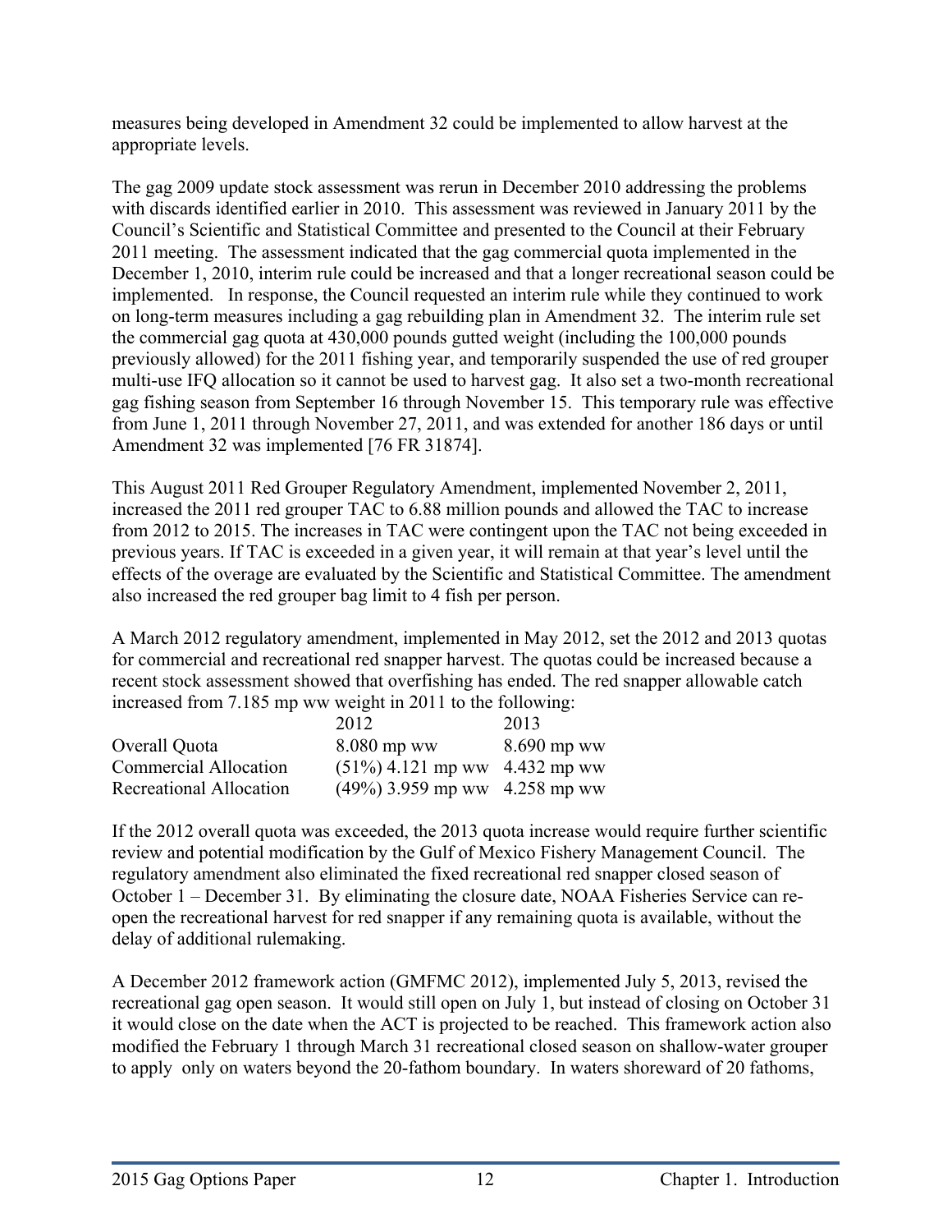measures being developed in Amendment 32 could be implemented to allow harvest at the appropriate levels.

The gag 2009 update stock assessment was rerun in December 2010 addressing the problems with discards identified earlier in 2010. This assessment was reviewed in January 2011 by the Council's Scientific and Statistical Committee and presented to the Council at their February 2011 meeting. The assessment indicated that the gag commercial quota implemented in the December 1, 2010, interim rule could be increased and that a longer recreational season could be implemented. In response, the Council requested an interim rule while they continued to work on long-term measures including a gag rebuilding plan in Amendment 32. The interim rule set the commercial gag quota at 430,000 pounds gutted weight (including the 100,000 pounds previously allowed) for the 2011 fishing year, and temporarily suspended the use of red grouper multi-use IFQ allocation so it cannot be used to harvest gag. It also set a two-month recreational gag fishing season from September 16 through November 15. This temporary rule was effective from June 1, 2011 through November 27, 2011, and was extended for another 186 days or until Amendment 32 was implemented [76 FR 31874].

This August 2011 Red Grouper Regulatory Amendment, implemented November 2, 2011, increased the 2011 red grouper TAC to 6.88 million pounds and allowed the TAC to increase from 2012 to 2015. The increases in TAC were contingent upon the TAC not being exceeded in previous years. If TAC is exceeded in a given year, it will remain at that year's level until the effects of the overage are evaluated by the Scientific and Statistical Committee. The amendment also increased the red grouper bag limit to 4 fish per person.

A March 2012 regulatory amendment, implemented in May 2012, set the 2012 and 2013 quotas for commercial and recreational red snapper harvest. The quotas could be increased because a recent stock assessment showed that overfishing has ended. The red snapper allowable catch increased from 7.185 mp ww weight in 2011 to the following:

| | 2012 | 2013 |
|---|---|---|
| Overall Quota | 8.080 mp ww | 8.690 mp ww |
| Commercial Allocation | (51%) 4.121 mp ww | 4.432 mp ww |
| Recreational Allocation | (49%) 3.959 mp ww | 4.258 mp ww |

If the 2012 overall quota was exceeded, the 2013 quota increase would require further scientific review and potential modification by the Gulf of Mexico Fishery Management Council. The regulatory amendment also eliminated the fixed recreational red snapper closed season of October 1 – December 31. By eliminating the closure date, NOAA Fisheries Service can re-open the recreational harvest for red snapper if any remaining quota is available, without the delay of additional rulemaking.

A December 2012 framework action (GMFMC 2012), implemented July 5, 2013, revised the recreational gag open season. It would still open on July 1, but instead of closing on October 31 it would close on the date when the ACT is projected to be reached. This framework action also modified the February 1 through March 31 recreational closed season on shallow-water grouper to apply only on waters beyond the 20-fathom boundary. In waters shoreward of 20 fathoms,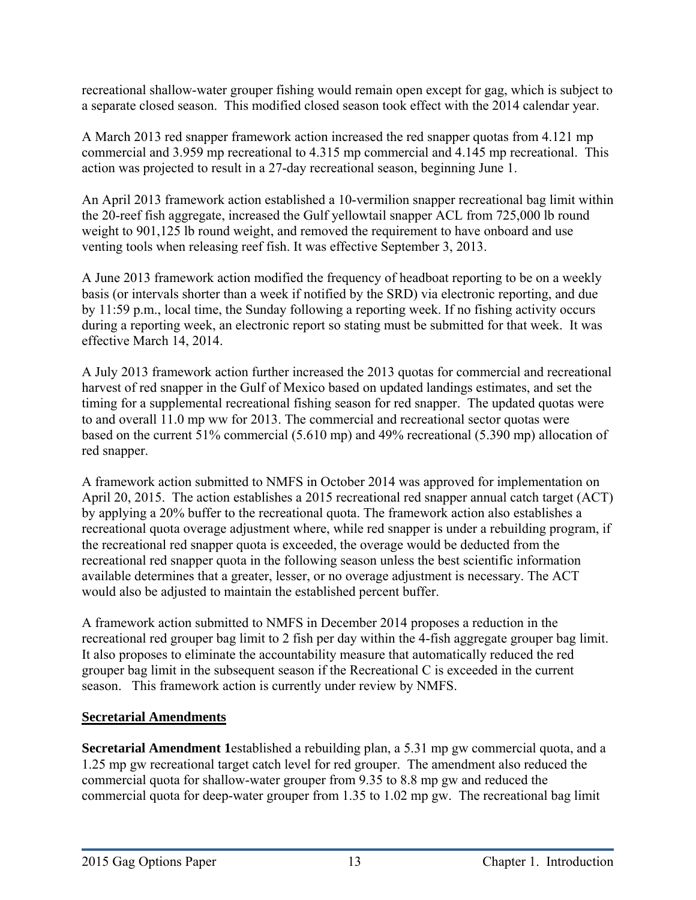recreational shallow-water grouper fishing would remain open except for gag, which is subject to a separate closed season. This modified closed season took effect with the 2014 calendar year.

A March 2013 red snapper framework action increased the red snapper quotas from 4.121 mp commercial and 3.959 mp recreational to 4.315 mp commercial and 4.145 mp recreational. This action was projected to result in a 27-day recreational season, beginning June 1.

An April 2013 framework action established a 10-vermilion snapper recreational bag limit within the 20-reef fish aggregate, increased the Gulf yellowtail snapper ACL from 725,000 lb round weight to 901,125 lb round weight, and removed the requirement to have onboard and use venting tools when releasing reef fish. It was effective September 3, 2013.

A June 2013 framework action modified the frequency of headboat reporting to be on a weekly basis (or intervals shorter than a week if notified by the SRD) via electronic reporting, and due by 11:59 p.m., local time, the Sunday following a reporting week. If no fishing activity occurs during a reporting week, an electronic report so stating must be submitted for that week. It was effective March 14, 2014.

A July 2013 framework action further increased the 2013 quotas for commercial and recreational harvest of red snapper in the Gulf of Mexico based on updated landings estimates, and set the timing for a supplemental recreational fishing season for red snapper. The updated quotas were to and overall 11.0 mp ww for 2013. The commercial and recreational sector quotas were based on the current 51% commercial (5.610 mp) and 49% recreational (5.390 mp) allocation of red snapper.

A framework action submitted to NMFS in October 2014 was approved for implementation on April 20, 2015. The action establishes a 2015 recreational red snapper annual catch target (ACT) by applying a 20% buffer to the recreational quota. The framework action also establishes a recreational quota overage adjustment where, while red snapper is under a rebuilding program, if the recreational red snapper quota is exceeded, the overage would be deducted from the recreational red snapper quota in the following season unless the best scientific information available determines that a greater, lesser, or no overage adjustment is necessary. The ACT would also be adjusted to maintain the established percent buffer.

A framework action submitted to NMFS in December 2014 proposes a reduction in the recreational red grouper bag limit to 2 fish per day within the 4-fish aggregate grouper bag limit. It also proposes to eliminate the accountability measure that automatically reduced the red grouper bag limit in the subsequent season if the Recreational C is exceeded in the current season. This framework action is currently under review by NMFS.

## Secretarial Amendments

**Secretarial Amendment 1** established a rebuilding plan, a 5.31 mp gw commercial quota, and a 1.25 mp gw recreational target catch level for red grouper. The amendment also reduced the commercial quota for shallow-water grouper from 9.35 to 8.8 mp gw and reduced the commercial quota for deep-water grouper from 1.35 to 1.02 mp gw. The recreational bag limit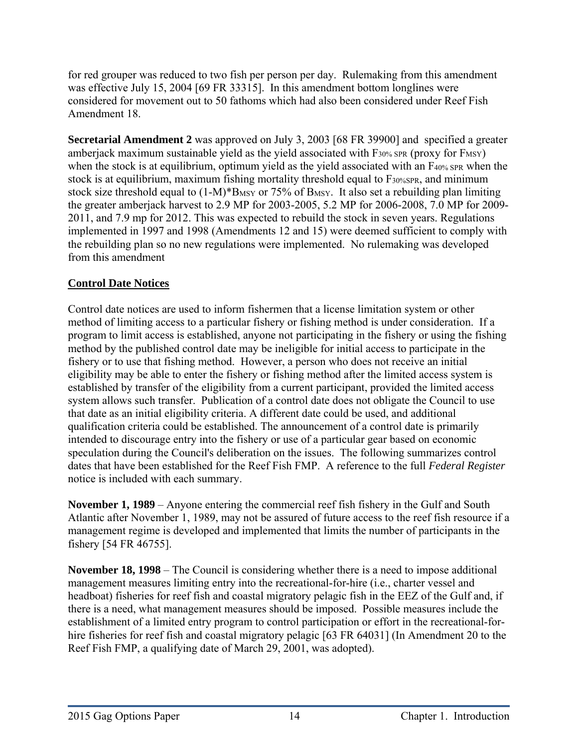for red grouper was reduced to two fish per person per day. Rulemaking from this amendment was effective July 15, 2004 [69 FR 33315]. In this amendment bottom longlines were considered for movement out to 50 fathoms which had also been considered under Reef Fish Amendment 18.

**Secretarial Amendment 2** was approved on July 3, 2003 [68 FR 39900] and specified a greater amberjack maximum sustainable yield as the yield associated with $F_{30\% SPR}$ (proxy for $F_{MSY}$) when the stock is at equilibrium, optimum yield as the yield associated with an $F_{40\% SPR}$ when the stock is at equilibrium, maximum fishing mortality threshold equal to $F_{30\%SPR}$, and minimum stock size threshold equal to $(1\text{-}M)*B_{MSY}$ or 75% of $B_{MSY}$. It also set a rebuilding plan limiting the greater amberjack harvest to 2.9 MP for 2003-2005, 5.2 MP for 2006-2008, 7.0 MP for 2009-2011, and 7.9 mp for 2012. This was expected to rebuild the stock in seven years. Regulations implemented in 1997 and 1998 (Amendments 12 and 15) were deemed sufficient to comply with the rebuilding plan so no new regulations were implemented. No rulemaking was developed from this amendment

## Control Date Notices

Control date notices are used to inform fishermen that a license limitation system or other method of limiting access to a particular fishery or fishing method is under consideration. If a program to limit access is established, anyone not participating in the fishery or using the fishing method by the published control date may be ineligible for initial access to participate in the fishery or to use that fishing method. However, a person who does not receive an initial eligibility may be able to enter the fishery or fishing method after the limited access system is established by transfer of the eligibility from a current participant, provided the limited access system allows such transfer. Publication of a control date does not obligate the Council to use that date as an initial eligibility criteria. A different date could be used, and additional qualification criteria could be established. The announcement of a control date is primarily intended to discourage entry into the fishery or use of a particular gear based on economic speculation during the Council's deliberation on the issues. The following summarizes control dates that have been established for the Reef Fish FMP. A reference to the full *Federal Register* notice is included with each summary.

**November 1, 1989** – Anyone entering the commercial reef fish fishery in the Gulf and South Atlantic after November 1, 1989, may not be assured of future access to the reef fish resource if a management regime is developed and implemented that limits the number of participants in the fishery [54 FR 46755].

**November 18, 1998** – The Council is considering whether there is a need to impose additional management measures limiting entry into the recreational-for-hire (i.e., charter vessel and headboat) fisheries for reef fish and coastal migratory pelagic fish in the EEZ of the Gulf and, if there is a need, what management measures should be imposed. Possible measures include the establishment of a limited entry program to control participation or effort in the recreational-for-hire fisheries for reef fish and coastal migratory pelagic [63 FR 64031] (In Amendment 20 to the Reef Fish FMP, a qualifying date of March 29, 2001, was adopted).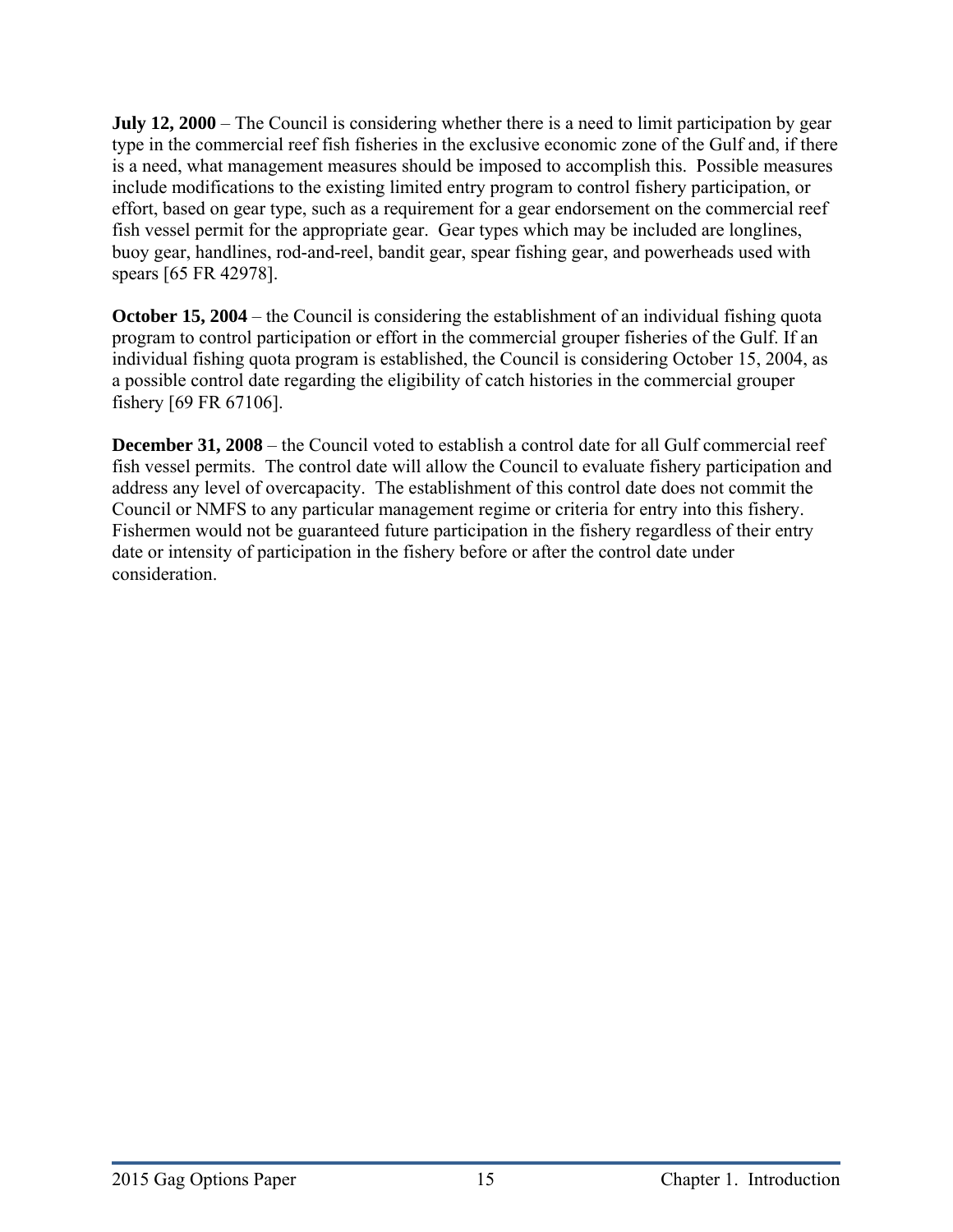**July 12, 2000** – The Council is considering whether there is a need to limit participation by gear type in the commercial reef fish fisheries in the exclusive economic zone of the Gulf and, if there is a need, what management measures should be imposed to accomplish this. Possible measures include modifications to the existing limited entry program to control fishery participation, or effort, based on gear type, such as a requirement for a gear endorsement on the commercial reef fish vessel permit for the appropriate gear. Gear types which may be included are longlines, buoy gear, handlines, rod-and-reel, bandit gear, spear fishing gear, and powerheads used with spears [65 FR 42978].

**October 15, 2004** – the Council is considering the establishment of an individual fishing quota program to control participation or effort in the commercial grouper fisheries of the Gulf. If an individual fishing quota program is established, the Council is considering October 15, 2004, as a possible control date regarding the eligibility of catch histories in the commercial grouper fishery [69 FR 67106].

**December 31, 2008** – the Council voted to establish a control date for all Gulf commercial reef fish vessel permits. The control date will allow the Council to evaluate fishery participation and address any level of overcapacity. The establishment of this control date does not commit the Council or NMFS to any particular management regime or criteria for entry into this fishery. Fishermen would not be guaranteed future participation in the fishery regardless of their entry date or intensity of participation in the fishery before or after the control date under consideration.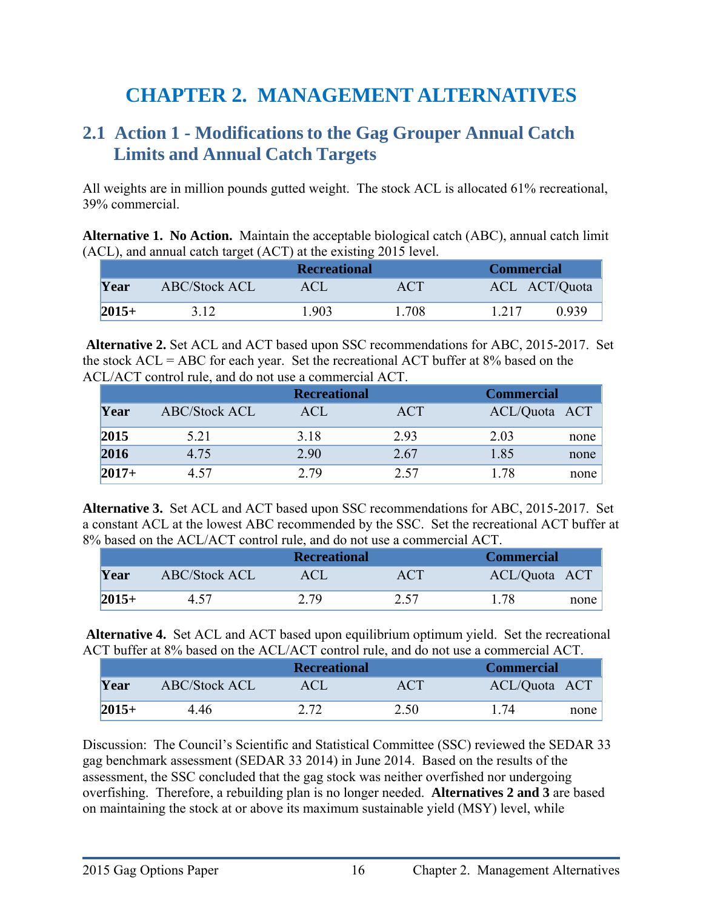# CHAPTER 2. MANAGEMENT ALTERNATIVES

## 2.1 Action 1 - Modifications to the Gag Grouper Annual Catch Limits and Annual Catch Targets

All weights are in million pounds gutted weight. The stock ACL is allocated 61% recreational, 39% commercial.

**Alternative 1. No Action.** Maintain the acceptable biological catch (ABC), annual catch limit (ACL), and annual catch target (ACT) at the existing 2015 level.

| | | Recreational | | Commercial | |
|---|---|---|---|---|---|
| **Year** | ABC/Stock ACL | ACL | ACT | ACL | ACT/Quota |
| **2015+** | 3.12 | 1.903 | 1.708 | 1.217 | 0.939 |

**Alternative 2.** Set ACL and ACT based upon SSC recommendations for ABC, 2015-2017. Set the stock ACL = ABC for each year. Set the recreational ACT buffer at 8% based on the ACL/ACT control rule, and do not use a commercial ACT.

| | | Recreational | | Commercial | |
|---|---|---|---|---|---|
| **Year** | ABC/Stock ACL | ACL | ACT | ACL/Quota | ACT |
| **2015** | 5.21 | 3.18 | 2.93 | 2.03 | none |
| **2016** | 4.75 | 2.90 | 2.67 | 1.85 | none |
| **2017+** | 4.57 | 2.79 | 2.57 | 1.78 | none |

**Alternative 3.** Set ACL and ACT based upon SSC recommendations for ABC, 2015-2017. Set a constant ACL at the lowest ABC recommended by the SSC. Set the recreational ACT buffer at 8% based on the ACL/ACT control rule, and do not use a commercial ACT.

| | | Recreational | | Commercial | |
|---|---|---|---|---|---|
| **Year** | ABC/Stock ACL | ACL | ACT | ACL/Quota | ACT |
| **2015+** | 4.57 | 2.79 | 2.57 | 1.78 | none |

**Alternative 4.** Set ACL and ACT based upon equilibrium optimum yield. Set the recreational ACT buffer at 8% based on the ACL/ACT control rule, and do not use a commercial ACT.

| | | Recreational | | Commercial | |
|---|---|---|---|---|---|
| **Year** | ABC/Stock ACL | ACL | ACT | ACL/Quota | ACT |
| **2015+** | 4.46 | 2.72 | 2.50 | 1.74 | none |

Discussion: The Council's Scientific and Statistical Committee (SSC) reviewed the SEDAR 33 gag benchmark assessment (SEDAR 33 2014) in June 2014. Based on the results of the assessment, the SSC concluded that the gag stock was neither overfished nor undergoing overfishing. Therefore, a rebuilding plan is no longer needed. **Alternatives 2 and 3** are based on maintaining the stock at or above its maximum sustainable yield (MSY) level, while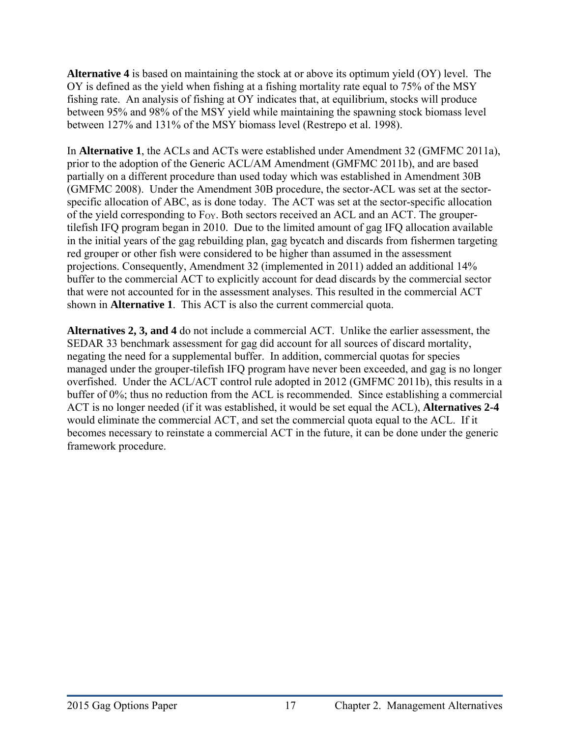**Alternative 4** is based on maintaining the stock at or above its optimum yield (OY) level. The OY is defined as the yield when fishing at a fishing mortality rate equal to 75% of the MSY fishing rate. An analysis of fishing at OY indicates that, at equilibrium, stocks will produce between 95% and 98% of the MSY yield while maintaining the spawning stock biomass level between 127% and 131% of the MSY biomass level (Restrepo et al. 1998).

In **Alternative 1**, the ACLs and ACTs were established under Amendment 32 (GMFMC 2011a), prior to the adoption of the Generic ACL/AM Amendment (GMFMC 2011b), and are based partially on a different procedure than used today which was established in Amendment 30B (GMFMC 2008). Under the Amendment 30B procedure, the sector-ACL was set at the sector-specific allocation of ABC, as is done today. The ACT was set at the sector-specific allocation of the yield corresponding to $F_{OY}$. Both sectors received an ACL and an ACT. The grouper-tilefish IFQ program began in 2010. Due to the limited amount of gag IFQ allocation available in the initial years of the gag rebuilding plan, gag bycatch and discards from fishermen targeting red grouper or other fish were considered to be higher than assumed in the assessment projections. Consequently, Amendment 32 (implemented in 2011) added an additional 14% buffer to the commercial ACT to explicitly account for dead discards by the commercial sector that were not accounted for in the assessment analyses. This resulted in the commercial ACT shown in **Alternative 1**. This ACT is also the current commercial quota.

**Alternatives 2, 3, and 4** do not include a commercial ACT. Unlike the earlier assessment, the SEDAR 33 benchmark assessment for gag did account for all sources of discard mortality, negating the need for a supplemental buffer. In addition, commercial quotas for species managed under the grouper-tilefish IFQ program have never been exceeded, and gag is no longer overfished. Under the ACL/ACT control rule adopted in 2012 (GMFMC 2011b), this results in a buffer of 0%; thus no reduction from the ACL is recommended. Since establishing a commercial ACT is no longer needed (if it was established, it would be set equal the ACL), **Alternatives 2-4** would eliminate the commercial ACT, and set the commercial quota equal to the ACL. If it becomes necessary to reinstate a commercial ACT in the future, it can be done under the generic framework procedure.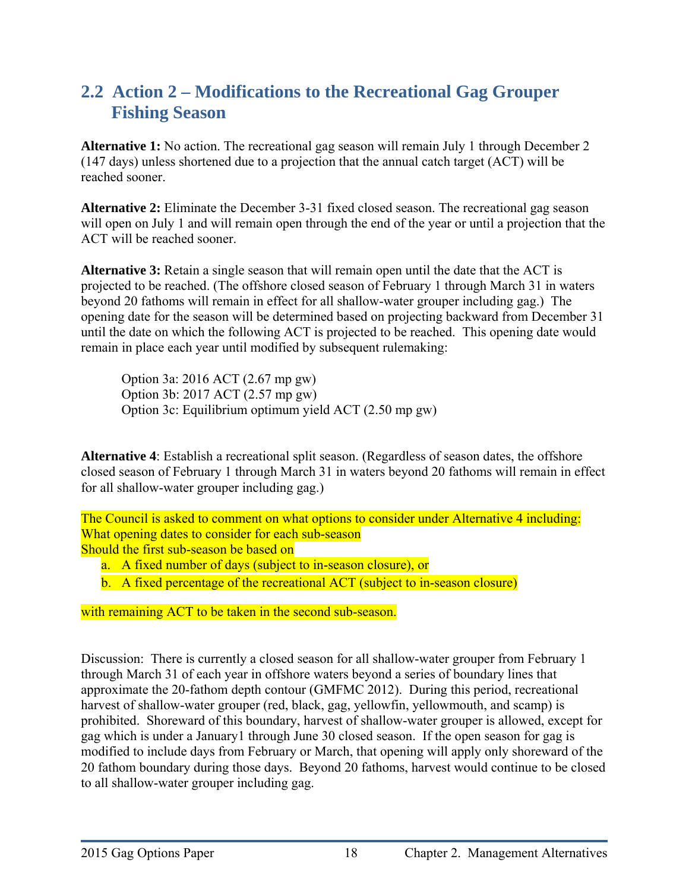## 2.2 Action 2 – Modifications to the Recreational Gag Grouper Fishing Season

**Alternative 1:** No action. The recreational gag season will remain July 1 through December 2 (147 days) unless shortened due to a projection that the annual catch target (ACT) will be reached sooner.

**Alternative 2:** Eliminate the December 3-31 fixed closed season. The recreational gag season will open on July 1 and will remain open through the end of the year or until a projection that the ACT will be reached sooner.

**Alternative 3:** Retain a single season that will remain open until the date that the ACT is projected to be reached. (The offshore closed season of February 1 through March 31 in waters beyond 20 fathoms will remain in effect for all shallow-water grouper including gag.) The opening date for the season will be determined based on projecting backward from December 31 until the date on which the following ACT is projected to be reached. This opening date would remain in place each year until modified by subsequent rulemaking:

Option 3a: 2016 ACT (2.67 mp gw)
Option 3b: 2017 ACT (2.57 mp gw)
Option 3c: Equilibrium optimum yield ACT (2.50 mp gw)

**Alternative 4**: Establish a recreational split season. (Regardless of season dates, the offshore closed season of February 1 through March 31 in waters beyond 20 fathoms will remain in effect for all shallow-water grouper including gag.)

The Council is asked to comment on what options to consider under Alternative 4 including:
What opening dates to consider for each sub-season
Should the first sub-season be based on

a. A fixed number of days (subject to in-season closure), or
b. A fixed percentage of the recreational ACT (subject to in-season closure)

with remaining ACT to be taken in the second sub-season.

Discussion: There is currently a closed season for all shallow-water grouper from February 1 through March 31 of each year in offshore waters beyond a series of boundary lines that approximate the 20-fathom depth contour (GMFMC 2012). During this period, recreational harvest of shallow-water grouper (red, black, gag, yellowfin, yellowmouth, and scamp) is prohibited. Shoreward of this boundary, harvest of shallow-water grouper is allowed, except for gag which is under a January1 through June 30 closed season. If the open season for gag is modified to include days from February or March, that opening will apply only shoreward of the 20 fathom boundary during those days. Beyond 20 fathoms, harvest would continue to be closed to all shallow-water grouper including gag.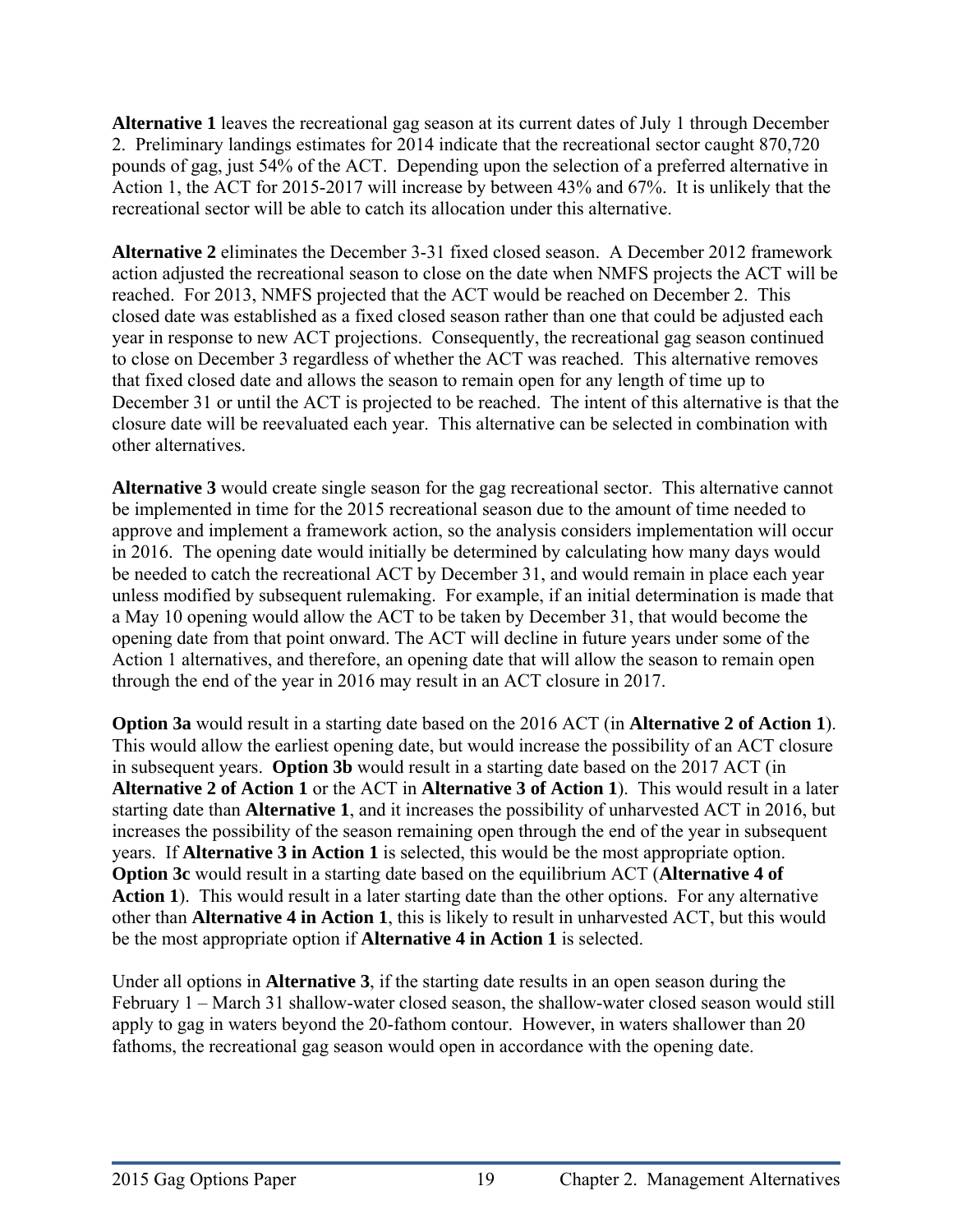**Alternative 1** leaves the recreational gag season at its current dates of July 1 through December 2. Preliminary landings estimates for 2014 indicate that the recreational sector caught 870,720 pounds of gag, just 54% of the ACT. Depending upon the selection of a preferred alternative in Action 1, the ACT for 2015-2017 will increase by between 43% and 67%. It is unlikely that the recreational sector will be able to catch its allocation under this alternative.

**Alternative 2** eliminates the December 3-31 fixed closed season. A December 2012 framework action adjusted the recreational season to close on the date when NMFS projects the ACT will be reached. For 2013, NMFS projected that the ACT would be reached on December 2. This closed date was established as a fixed closed season rather than one that could be adjusted each year in response to new ACT projections. Consequently, the recreational gag season continued to close on December 3 regardless of whether the ACT was reached. This alternative removes that fixed closed date and allows the season to remain open for any length of time up to December 31 or until the ACT is projected to be reached. The intent of this alternative is that the closure date will be reevaluated each year. This alternative can be selected in combination with other alternatives.

**Alternative 3** would create single season for the gag recreational sector. This alternative cannot be implemented in time for the 2015 recreational season due to the amount of time needed to approve and implement a framework action, so the analysis considers implementation will occur in 2016. The opening date would initially be determined by calculating how many days would be needed to catch the recreational ACT by December 31, and would remain in place each year unless modified by subsequent rulemaking. For example, if an initial determination is made that a May 10 opening would allow the ACT to be taken by December 31, that would become the opening date from that point onward. The ACT will decline in future years under some of the Action 1 alternatives, and therefore, an opening date that will allow the season to remain open through the end of the year in 2016 may result in an ACT closure in 2017.

**Option 3a** would result in a starting date based on the 2016 ACT (in **Alternative 2 of Action 1**). This would allow the earliest opening date, but would increase the possibility of an ACT closure in subsequent years. **Option 3b** would result in a starting date based on the 2017 ACT (in **Alternative 2 of Action 1** or the ACT in **Alternative 3 of Action 1**). This would result in a later starting date than **Alternative 1**, and it increases the possibility of unharvested ACT in 2016, but increases the possibility of the season remaining open through the end of the year in subsequent years. If **Alternative 3 in Action 1** is selected, this would be the most appropriate option. **Option 3c** would result in a starting date based on the equilibrium ACT (**Alternative 4 of Action 1**). This would result in a later starting date than the other options. For any alternative other than **Alternative 4 in Action 1**, this is likely to result in unharvested ACT, but this would be the most appropriate option if **Alternative 4 in Action 1** is selected.

Under all options in **Alternative 3**, if the starting date results in an open season during the February 1 – March 31 shallow-water closed season, the shallow-water closed season would still apply to gag in waters beyond the 20-fathom contour. However, in waters shallower than 20 fathoms, the recreational gag season would open in accordance with the opening date.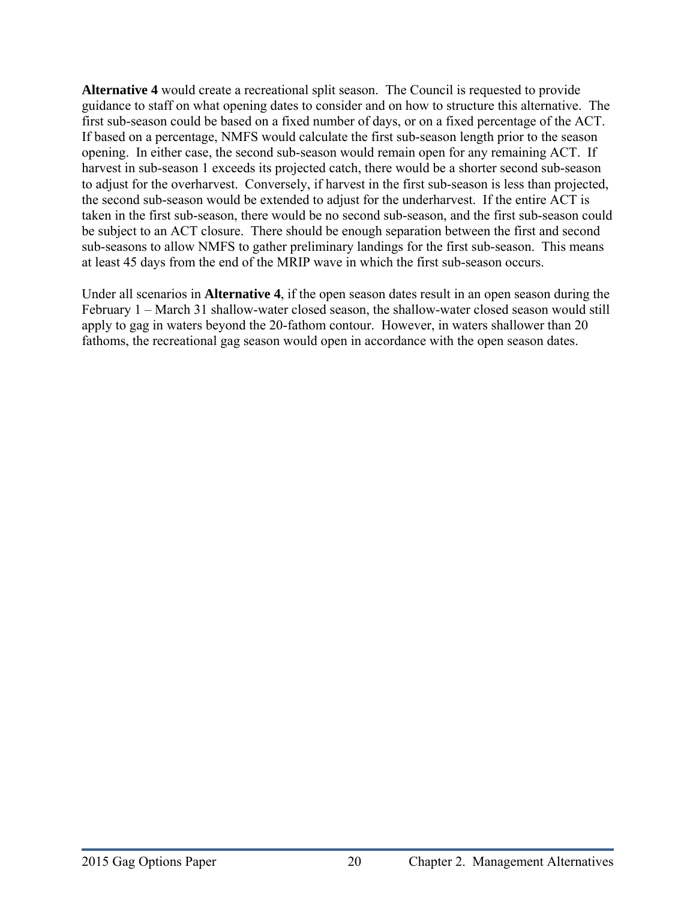**Alternative 4** would create a recreational split season. The Council is requested to provide guidance to staff on what opening dates to consider and on how to structure this alternative. The first sub-season could be based on a fixed number of days, or on a fixed percentage of the ACT. If based on a percentage, NMFS would calculate the first sub-season length prior to the season opening. In either case, the second sub-season would remain open for any remaining ACT. If harvest in sub-season 1 exceeds its projected catch, there would be a shorter second sub-season to adjust for the overharvest. Conversely, if harvest in the first sub-season is less than projected, the second sub-season would be extended to adjust for the underharvest. If the entire ACT is taken in the first sub-season, there would be no second sub-season, and the first sub-season could be subject to an ACT closure. There should be enough separation between the first and second sub-seasons to allow NMFS to gather preliminary landings for the first sub-season. This means at least 45 days from the end of the MRIP wave in which the first sub-season occurs.

Under all scenarios in **Alternative 4**, if the open season dates result in an open season during the February 1 – March 31 shallow-water closed season, the shallow-water closed season would still apply to gag in waters beyond the 20-fathom contour. However, in waters shallower than 20 fathoms, the recreational gag season would open in accordance with the open season dates.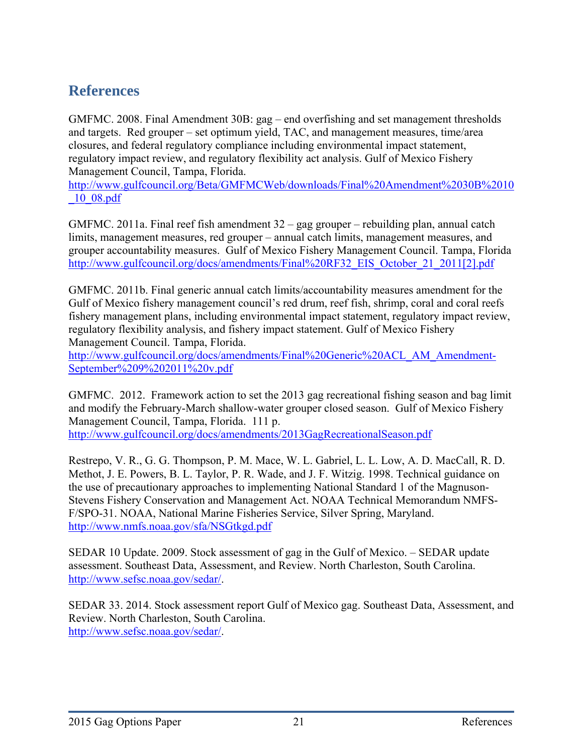## References

GMFMC. 2008. Final Amendment 30B: gag – end overfishing and set management thresholds and targets. Red grouper – set optimum yield, TAC, and management measures, time/area closures, and federal regulatory compliance including environmental impact statement, regulatory impact review, and regulatory flexibility act analysis. Gulf of Mexico Fishery Management Council, Tampa, Florida.
http://www.gulfcouncil.org/Beta/GMFMCWeb/downloads/Final%20Amendment%2030B%2010_10_08.pdf

GMFMC. 2011a. Final reef fish amendment 32 – gag grouper – rebuilding plan, annual catch limits, management measures, red grouper – annual catch limits, management measures, and grouper accountability measures. Gulf of Mexico Fishery Management Council. Tampa, Florida http://www.gulfcouncil.org/docs/amendments/Final%20RF32_EIS_October_21_2011[2].pdf

GMFMC. 2011b. Final generic annual catch limits/accountability measures amendment for the Gulf of Mexico fishery management council's red drum, reef fish, shrimp, coral and coral reefs fishery management plans, including environmental impact statement, regulatory impact review, regulatory flexibility analysis, and fishery impact statement. Gulf of Mexico Fishery Management Council. Tampa, Florida.
http://www.gulfcouncil.org/docs/amendments/Final%20Generic%20ACL_AM_Amendment-September%209%202011%20v.pdf

GMFMC. 2012. Framework action to set the 2013 gag recreational fishing season and bag limit and modify the February-March shallow-water grouper closed season. Gulf of Mexico Fishery Management Council, Tampa, Florida. 111 p.
http://www.gulfcouncil.org/docs/amendments/2013GagRecreationalSeason.pdf

Restrepo, V. R., G. G. Thompson, P. M. Mace, W. L. Gabriel, L. L. Low, A. D. MacCall, R. D. Methot, J. E. Powers, B. L. Taylor, P. R. Wade, and J. F. Witzig. 1998. Technical guidance on the use of precautionary approaches to implementing National Standard 1 of the Magnuson-Stevens Fishery Conservation and Management Act. NOAA Technical Memorandum NMFS-F/SPO-31. NOAA, National Marine Fisheries Service, Silver Spring, Maryland.
http://www.nmfs.noaa.gov/sfa/NSGtkgd.pdf

SEDAR 10 Update. 2009. Stock assessment of gag in the Gulf of Mexico. – SEDAR update assessment. Southeast Data, Assessment, and Review. North Charleston, South Carolina.
http://www.sefsc.noaa.gov/sedar/.

SEDAR 33. 2014. Stock assessment report Gulf of Mexico gag. Southeast Data, Assessment, and Review. North Charleston, South Carolina.
http://www.sefsc.noaa.gov/sedar/.